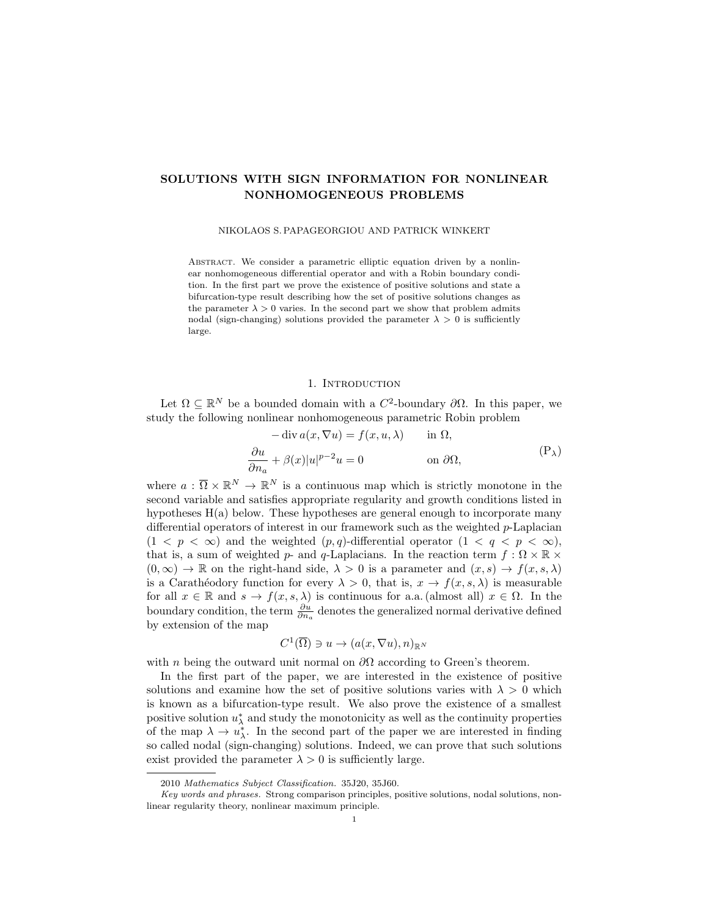# SOLUTIONS WITH SIGN INFORMATION FOR NONLINEAR NONHOMOGENEOUS PROBLEMS

NIKOLAOS S. PAPAGEORGIOU AND PATRICK WINKERT

Abstract. We consider a parametric elliptic equation driven by a nonlinear nonhomogeneous differential operator and with a Robin boundary condition. In the first part we prove the existence of positive solutions and state a bifurcation-type result describing how the set of positive solutions changes as the parameter $\lambda > 0$ varies. In the second part we show that problem admits nodal (sign-changing) solutions provided the parameter $\lambda > 0$ is sufficiently large.

## 1. Introduction

Let $\Omega \subseteq \mathbb{R}^N$ be a bounded domain with a $C^2$-boundary $\partial\Omega$. In this paper, we study the following nonlinear nonhomogeneous parametric Robin problem

$$
\begin{aligned}
-\operatorname{div} a(x, \nabla u) &= f(x, u, \lambda) \qquad &&\text{in } \Omega,\\
\frac{\partial u}{\partial n_a} + \beta(x)|u|^{p-2}u &= 0 &&\text{on } \partial\Omega,
\end{aligned}
\tag{P$_\lambda$}
$$

where $a : \overline{\Omega} \times \mathbb{R}^N \to \mathbb{R}^N$ is a continuous map which is strictly monotone in the second variable and satisfies appropriate regularity and growth conditions listed in hypotheses H(a) below. These hypotheses are general enough to incorporate many differential operators of interest in our framework such as the weighted $p$-Laplacian ($1 < p < \infty$) and the weighted $(p, q)$-differential operator ($1 < q < p < \infty$), that is, a sum of weighted $p$- and $q$-Laplacians. In the reaction term $f : \Omega \times \mathbb{R} \times (0, \infty) \to \mathbb{R}$ on the right-hand side, $\lambda > 0$ is a parameter and $(x, s) \to f(x, s, \lambda)$ is a Carathéodory function for every $\lambda > 0$, that is, $x \to f(x, s, \lambda)$ is measurable for all $x \in \mathbb{R}$ and $s \to f(x, s, \lambda)$ is continuous for a.a. (almost all) $x \in \Omega$. In the boundary condition, the term $\frac{\partial u}{\partial n_a}$ denotes the generalized normal derivative defined by extension of the map

$$
C^1(\overline{\Omega}) \ni u \to (a(x, \nabla u), n)_{\mathbb{R}^N}
$$

with $n$ being the outward unit normal on $\partial\Omega$ according to Green's theorem.

In the first part of the paper, we are interested in the existence of positive solutions and examine how the set of positive solutions varies with $\lambda > 0$ which is known as a bifurcation-type result. We also prove the existence of a smallest positive solution $u_\lambda^*$ and study the monotonicity as well as the continuity properties of the map $\lambda \to u_\lambda^*$. In the second part of the paper we are interested in finding so called nodal (sign-changing) solutions. Indeed, we can prove that such solutions exist provided the parameter $\lambda > 0$ is sufficiently large.

---

2010 *Mathematics Subject Classification.* 35J20, 35J60.

*Key words and phrases.* Strong comparison principles, positive solutions, nodal solutions, nonlinear regularity theory, nonlinear maximum principle.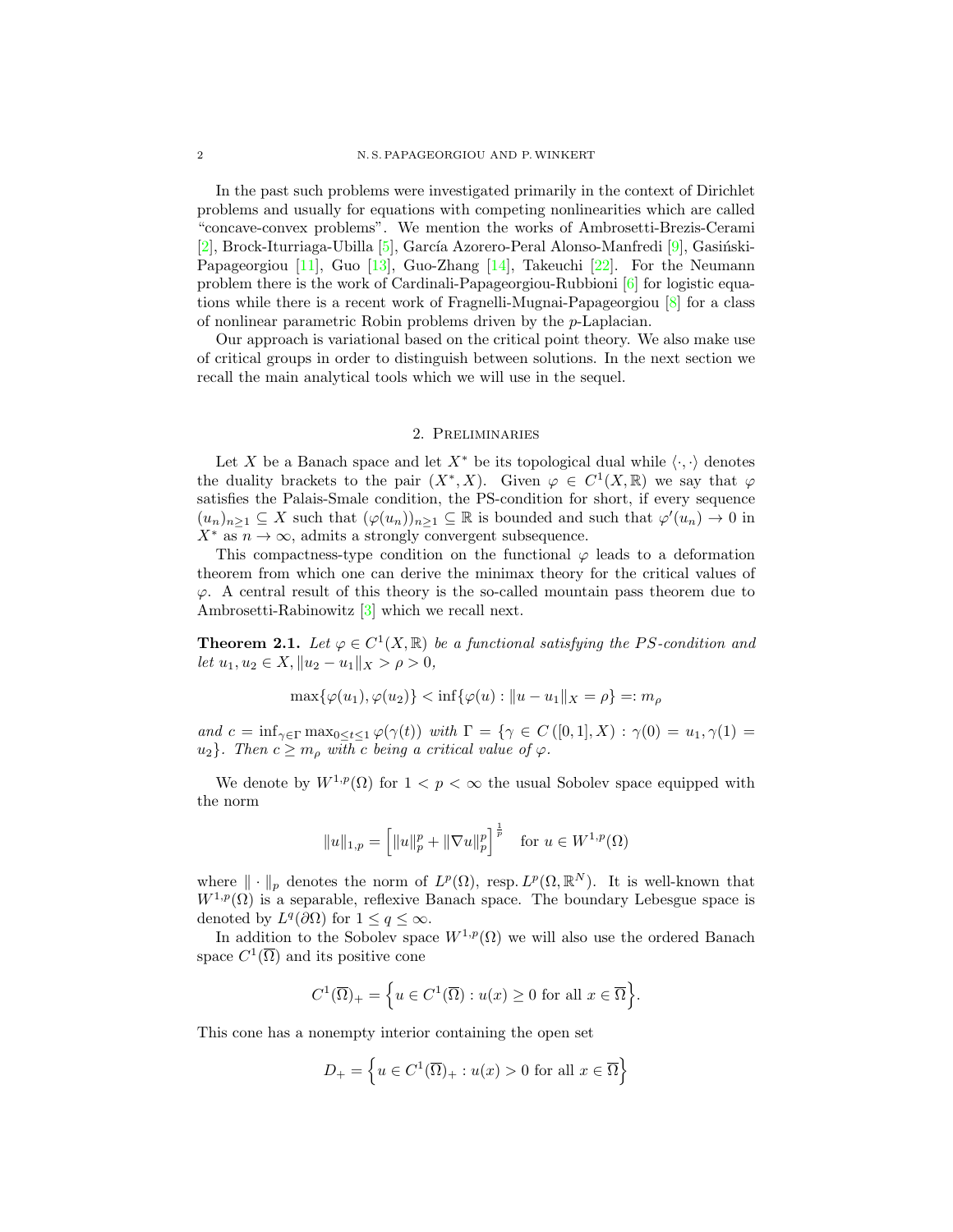In the past such problems were investigated primarily in the context of Dirichlet problems and usually for equations with competing nonlinearities which are called "concave-convex problems". We mention the works of Ambrosetti-Brezis-Cerami [2], Brock-Iturriaga-Ubilla [5], García Azorero-Peral Alonso-Manfredi [9], Gasiński-Papageorgiou [11], Guo [13], Guo-Zhang [14], Takeuchi [22]. For the Neumann problem there is the work of Cardinali-Papageorgiou-Rubbioni [6] for logistic equations while there is a recent work of Fragnelli-Mugnai-Papageorgiou [8] for a class of nonlinear parametric Robin problems driven by the $p$-Laplacian.

Our approach is variational based on the critical point theory. We also make use of critical groups in order to distinguish between solutions. In the next section we recall the main analytical tools which we will use in the sequel.

## 2. Preliminaries

Let $X$ be a Banach space and let $X^*$ be its topological dual while $\langle \cdot, \cdot \rangle$ denotes the duality brackets to the pair $(X^*, X)$. Given $\varphi \in C^1(X, \mathbb{R})$ we say that $\varphi$ satisfies the Palais-Smale condition, the PS-condition for short, if every sequence $(u_n)_{n\geq 1} \subseteq X$ such that $(\varphi(u_n))_{n\geq 1} \subseteq \mathbb{R}$ is bounded and such that $\varphi'(u_n) \to 0$ in $X^*$ as $n \to \infty$, admits a strongly convergent subsequence.

This compactness-type condition on the functional $\varphi$ leads to a deformation theorem from which one can derive the minimax theory for the critical values of $\varphi$. A central result of this theory is the so-called mountain pass theorem due to Ambrosetti-Rabinowitz [3] which we recall next.

**Theorem 2.1.** *Let $\varphi \in C^1(X, \mathbb{R})$ be a functional satisfying the PS-condition and let $u_1, u_2 \in X, \|u_2 - u_1\|_X > \rho > 0$,*

$$\max\{\varphi(u_1), \varphi(u_2)\} < \inf\{\varphi(u) : \|u - u_1\|_X = \rho\} =: m_\rho$$

*and $c = \inf_{\gamma\in\Gamma} \max_{0\leq t\leq 1} \varphi(\gamma(t))$ with $\Gamma = \{\gamma \in C([0, 1], X) : \gamma(0) = u_1, \gamma(1) = u_2\}$. Then $c \geq m_\rho$ with $c$ being a critical value of $\varphi$.*

We denote by $W^{1,p}(\Omega)$ for $1 < p < \infty$ the usual Sobolev space equipped with the norm

$$\|u\|_{1,p} = \left[\|u\|_p^p + \|\nabla u\|_p^p\right]^{\frac{1}{p}} \quad \text{for } u \in W^{1,p}(\Omega)$$

where $\|\cdot\|_p$ denotes the norm of $L^p(\Omega)$, resp. $L^p(\Omega, \mathbb{R}^N)$. It is well-known that $W^{1,p}(\Omega)$ is a separable, reflexive Banach space. The boundary Lebesgue space is denoted by $L^q(\partial\Omega)$ for $1 \leq q \leq \infty$.

In addition to the Sobolev space $W^{1,p}(\Omega)$ we will also use the ordered Banach space $C^1(\overline{\Omega})$ and its positive cone

$$C^1(\overline{\Omega})_+ = \left\{u \in C^1(\overline{\Omega}) : u(x) \geq 0 \text{ for all } x \in \overline{\Omega}\right\}.$$

This cone has a nonempty interior containing the open set

$$D_+ = \left\{u \in C^1(\overline{\Omega})_+ : u(x) > 0 \text{ for all } x \in \overline{\Omega}\right\}$$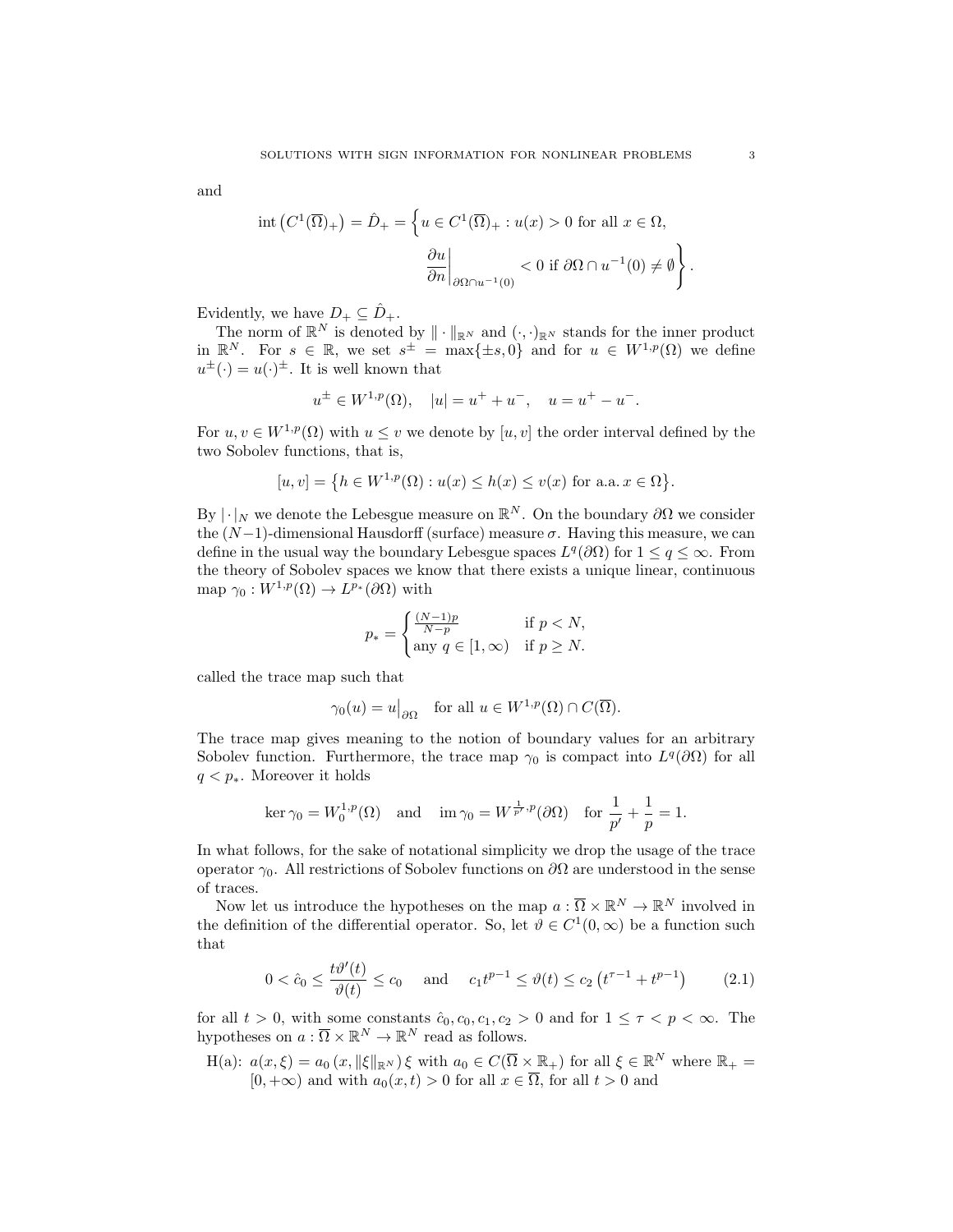and

$$\operatorname{int}\left(C^1(\overline{\Omega})_+\right) = \hat{D}_+ = \Bigg\{ u \in C^1(\overline{\Omega})_+ : u(x) > 0 \text{ for all } x \in \Omega, \\ \left.\frac{\partial u}{\partial n}\right|_{\partial\Omega \cap u^{-1}(0)} < 0 \text{ if } \partial\Omega \cap u^{-1}(0) \neq \emptyset \Bigg\}.$$

Evidently, we have $D_+ \subseteq \hat{D}_+$.

The norm of $\mathbb{R}^N$ is denoted by $\|\cdot\|_{\mathbb{R}^N}$ and $(\cdot,\cdot)_{\mathbb{R}^N}$ stands for the inner product in $\mathbb{R}^N$. For $s \in \mathbb{R}$, we set $s^\pm = \max\{\pm s, 0\}$ and for $u \in W^{1,p}(\Omega)$ we define $u^\pm(\cdot) = u(\cdot)^\pm$. It is well known that

$$u^\pm \in W^{1,p}(\Omega), \quad |u| = u^+ + u^-, \quad u = u^+ - u^-.$$

For $u, v \in W^{1,p}(\Omega)$ with $u \le v$ we denote by $[u,v]$ the order interval defined by the two Sobolev functions, that is,

$$[u,v] = \left\{ h \in W^{1,p}(\Omega) : u(x) \le h(x) \le v(x) \text{ for a.a. } x \in \Omega \right\}.$$

By $|\cdot|_N$ we denote the Lebesgue measure on $\mathbb{R}^N$. On the boundary $\partial\Omega$ we consider the $(N-1)$-dimensional Hausdorff (surface) measure $\sigma$. Having this measure, we can define in the usual way the boundary Lebesgue spaces $L^q(\partial\Omega)$ for $1 \le q \le \infty$. From the theory of Sobolev spaces we know that there exists a unique linear, continuous map $\gamma_0 : W^{1,p}(\Omega) \to L^{p_*}(\partial\Omega)$ with

$$p_* = \begin{cases} \frac{(N-1)p}{N-p} & \text{if } p < N, \\ \text{any } q \in [1,\infty) & \text{if } p \ge N. \end{cases}$$

called the trace map such that

$$\gamma_0(u) = u\big|_{\partial\Omega} \quad \text{for all } u \in W^{1,p}(\Omega) \cap C(\overline{\Omega}).$$

The trace map gives meaning to the notion of boundary values for an arbitrary Sobolev function. Furthermore, the trace map $\gamma_0$ is compact into $L^q(\partial\Omega)$ for all $q < p_*$. Moreover it holds

$$\ker \gamma_0 = W^{1,p}_0(\Omega) \quad \text{and} \quad \operatorname{im} \gamma_0 = W^{\frac{1}{p'},p}(\partial\Omega) \quad \text{for } \frac{1}{p'} + \frac{1}{p} = 1.$$

In what follows, for the sake of notational simplicity we drop the usage of the trace operator $\gamma_0$. All restrictions of Sobolev functions on $\partial\Omega$ are understood in the sense of traces.

Now let us introduce the hypotheses on the map $a : \overline{\Omega} \times \mathbb{R}^N \to \mathbb{R}^N$ involved in the definition of the differential operator. So, let $\vartheta \in C^1(0,\infty)$ be a function such that

$$0 < \hat{c}_0 \le \frac{t\vartheta'(t)}{\vartheta(t)} \le c_0 \quad \text{and} \quad c_1 t^{p-1} \le \vartheta(t) \le c_2 \left(t^{\tau-1} + t^{p-1}\right) \tag{2.1}$$

for all $t > 0$, with some constants $\hat{c}_0, c_0, c_1, c_2 > 0$ and for $1 \le \tau < p < \infty$. The hypotheses on $a : \overline{\Omega} \times \mathbb{R}^N \to \mathbb{R}^N$ read as follows.

H(a): $a(x,\xi) = a_0\left(x, \|\xi\|_{\mathbb{R}^N}\right)\xi$ with $a_0 \in C(\overline{\Omega} \times \mathbb{R}_+)$ for all $\xi \in \mathbb{R}^N$ where $\mathbb{R}_+ = [0,+\infty)$ and with $a_0(x,t) > 0$ for all $x \in \overline{\Omega}$, for all $t > 0$ and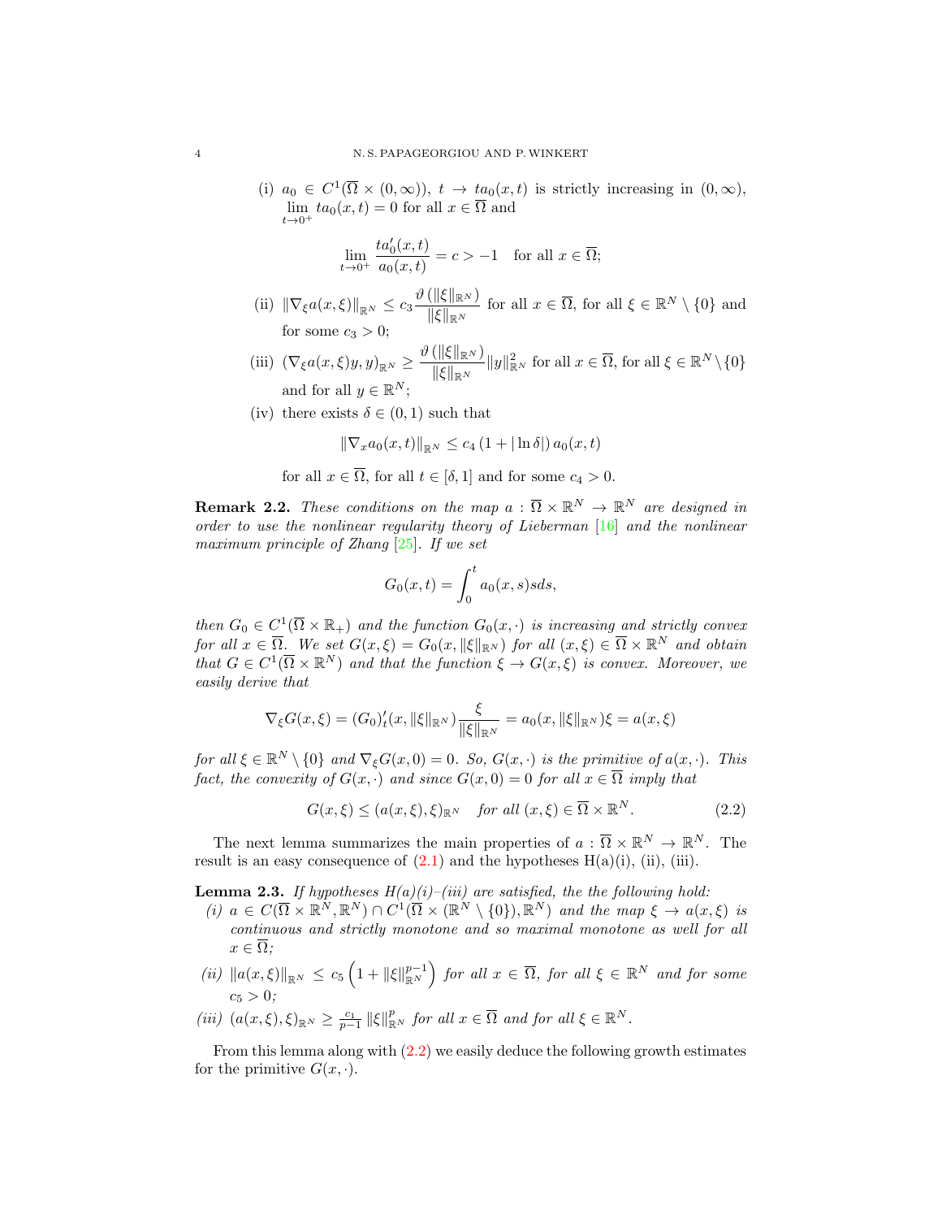(i) $a_0 \in C^1(\overline{\Omega} \times (0,\infty))$, $t \to ta_0(x,t)$ is strictly increasing in $(0,\infty)$, $\lim\limits_{t\to 0^+} ta_0(x,t) = 0$ for all $x \in \overline{\Omega}$ and

$$\lim_{t\to 0^+} \frac{ta_0'(x,t)}{a_0(x,t)} = c > -1 \quad \text{for all } x \in \overline{\Omega};$$

(ii) $\|\nabla_\xi a(x,\xi)\|_{\mathbb{R}^N} \leq c_3 \dfrac{\vartheta\left(\|\xi\|_{\mathbb{R}^N}\right)}{\|\xi\|_{\mathbb{R}^N}}$ for all $x \in \overline{\Omega}$, for all $\xi \in \mathbb{R}^N \setminus \{0\}$ and for some $c_3 > 0$;

(iii) $(\nabla_\xi a(x,\xi)y,y)_{\mathbb{R}^N} \geq \dfrac{\vartheta\left(\|\xi\|_{\mathbb{R}^N}\right)}{\|\xi\|_{\mathbb{R}^N}} \|y\|^2_{\mathbb{R}^N}$ for all $x \in \overline{\Omega}$, for all $\xi \in \mathbb{R}^N \setminus \{0\}$ and for all $y \in \mathbb{R}^N$;

(iv) there exists $\delta \in (0,1)$ such that

$$\|\nabla_x a_0(x,t)\|_{\mathbb{R}^N} \leq c_4 \left(1 + |\ln \delta|\right) a_0(x,t)$$

for all $x \in \overline{\Omega}$, for all $t \in [\delta, 1]$ and for some $c_4 > 0$.

**Remark 2.2.** *These conditions on the map $a : \overline{\Omega} \times \mathbb{R}^N \to \mathbb{R}^N$ are designed in order to use the nonlinear regularity theory of Lieberman [16] and the nonlinear maximum principle of Zhang [25]. If we set*

$$G_0(x,t) = \int_0^t a_0(x,s)s ds,$$

*then $G_0 \in C^1(\overline{\Omega} \times \mathbb{R}_+)$ and the function $G_0(x,\cdot)$ is increasing and strictly convex for all $x \in \overline{\Omega}$. We set $G(x,\xi) = G_0(x, \|\xi\|_{\mathbb{R}^N})$ for all $(x,\xi) \in \overline{\Omega} \times \mathbb{R}^N$ and obtain that $G \in C^1(\overline{\Omega} \times \mathbb{R}^N)$ and that the function $\xi \to G(x,\xi)$ is convex. Moreover, we easily derive that*

$$\nabla_\xi G(x,\xi) = (G_0)'_t(x, \|\xi\|_{\mathbb{R}^N}) \frac{\xi}{\|\xi\|_{\mathbb{R}^N}} = a_0(x, \|\xi\|_{\mathbb{R}^N})\xi = a(x,\xi)$$

*for all $\xi \in \mathbb{R}^N \setminus \{0\}$ and $\nabla_\xi G(x,0) = 0$. So, $G(x,\cdot)$ is the primitive of $a(x,\cdot)$. This fact, the convexity of $G(x,\cdot)$ and since $G(x,0) = 0$ for all $x \in \overline{\Omega}$ imply that*

$$G(x,\xi) \leq (a(x,\xi),\xi)_{\mathbb{R}^N} \quad \text{for all } (x,\xi) \in \overline{\Omega} \times \mathbb{R}^N. \tag{2.2}$$

The next lemma summarizes the main properties of $a : \overline{\Omega} \times \mathbb{R}^N \to \mathbb{R}^N$. The result is an easy consequence of (2.1) and the hypotheses H(a)(i), (ii), (iii).

**Lemma 2.3.** *If hypotheses $H(a)$(i)–(iii) are satisfied, the the following hold:*

*(i) $a \in C(\overline{\Omega} \times \mathbb{R}^N, \mathbb{R}^N) \cap C^1(\overline{\Omega} \times (\mathbb{R}^N \setminus \{0\}), \mathbb{R}^N)$ and the map $\xi \to a(x,\xi)$ is continuous and strictly monotone and so maximal monotone as well for all $x \in \overline{\Omega}$;*

*(ii) $\|a(x,\xi)\|_{\mathbb{R}^N} \leq c_5 \left(1 + \|\xi\|^{p-1}_{\mathbb{R}^N}\right)$ for all $x \in \overline{\Omega}$, for all $\xi \in \mathbb{R}^N$ and for some $c_5 > 0$;*

*(iii) $(a(x,\xi),\xi)_{\mathbb{R}^N} \geq \frac{c_1}{p-1} \|\xi\|^p_{\mathbb{R}^N}$ for all $x \in \overline{\Omega}$ and for all $\xi \in \mathbb{R}^N$.*

From this lemma along with (2.2) we easily deduce the following growth estimates for the primitive $G(x,\cdot)$.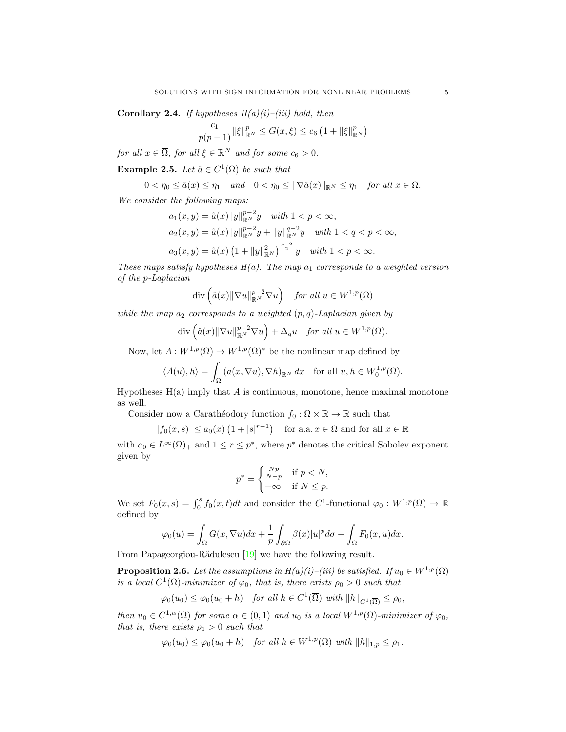**Corollary 2.4.** *If hypotheses H(a)(i)–(iii) hold, then*

$$\frac{c_1}{p(p-1)}\|\xi\|_{\mathbb{R}^N}^p \le G(x,\xi) \le c_6\left(1+\|\xi\|_{\mathbb{R}^N}^p\right)$$

*for all $x \in \overline{\Omega}$, for all $\xi \in \mathbb{R}^N$ and for some $c_6 > 0$.*

**Example 2.5.** *Let $\hat{a} \in C^1(\overline{\Omega})$ be such that*

$$0 < \eta_0 \le \hat{a}(x) \le \eta_1 \quad \textit{and} \quad 0 < \eta_0 \le \|\nabla \hat{a}(x)\|_{\mathbb{R}^N} \le \eta_1 \quad \textit{for all } x \in \overline{\Omega}.$$

*We consider the following maps:*

$$\begin{aligned}
&a_1(x,y) = \hat{a}(x)\|y\|_{\mathbb{R}^N}^{p-2}y \quad \textit{with } 1<p<\infty,\\
&a_2(x,y) = \hat{a}(x)\|y\|_{\mathbb{R}^N}^{p-2}y + \|y\|_{\mathbb{R}^N}^{q-2}y \quad \textit{with } 1<q<p<\infty,\\
&a_3(x,y) = \hat{a}(x)\left(1+\|y\|_{\mathbb{R}^N}^2\right)^{\frac{p-2}{2}}y \quad \textit{with } 1<p<\infty.
\end{aligned}$$

*These maps satisfy hypotheses H(a). The map $a_1$ corresponds to a weighted version of the p-Laplacian*

$$\operatorname{div}\left(\hat{a}(x)\|\nabla u\|_{\mathbb{R}^N}^{p-2}\nabla u\right) \quad \textit{for all } u \in W^{1,p}(\Omega)$$

*while the map $a_2$ corresponds to a weighted $(p,q)$-Laplacian given by*

$$\operatorname{div}\left(\hat{a}(x)\|\nabla u\|_{\mathbb{R}^N}^{p-2}\nabla u\right) + \Delta_q u \quad \textit{for all } u \in W^{1,p}(\Omega).$$

Now, let $A: W^{1,p}(\Omega) \to W^{1,p}(\Omega)^*$ be the nonlinear map defined by

$$\langle A(u),h\rangle = \int_\Omega (a(x,\nabla u),\nabla h)_{\mathbb{R}^N}\,dx \quad \text{for all } u,h \in W_0^{1,p}(\Omega).$$

Hypotheses H(a) imply that $A$ is continuous, monotone, hence maximal monotone as well.

Consider now a Carathéodory function $f_0: \Omega \times \mathbb{R} \to \mathbb{R}$ such that

$$|f_0(x,s)| \le a_0(x)\left(1+|s|^{r-1}\right) \quad \text{for a.a. } x \in \Omega \text{ and for all } x \in \mathbb{R}$$

with $a_0 \in L^\infty(\Omega)_+$ and $1 \le r \le p^*$, where $p^*$ denotes the critical Sobolev exponent given by

$$p^* = \begin{cases} \frac{Np}{N-p} & \text{if } p<N,\\ +\infty & \text{if } N \le p. \end{cases}$$

We set $F_0(x,s) = \int_0^s f_0(x,t)dt$ and consider the $C^1$-functional $\varphi_0: W^{1,p}(\Omega) \to \mathbb{R}$ defined by

$$\varphi_0(u) = \int_\Omega G(x,\nabla u)dx + \frac{1}{p}\int_{\partial\Omega}\beta(x)|u|^p d\sigma - \int_\Omega F_0(x,u)dx.$$

From Papageorgiou-Rădulescu [19] we have the following result.

**Proposition 2.6.** *Let the assumptions in H(a)(i)–(iii) be satisfied. If $u_0 \in W^{1,p}(\Omega)$ is a local $C^1(\overline{\Omega})$-minimizer of $\varphi_0$, that is, there exists $\rho_0 > 0$ such that*

$$\varphi_0(u_0) \le \varphi_0(u_0+h) \quad \textit{for all } h \in C^1(\overline{\Omega}) \textit{ with } \|h\|_{C^1(\overline{\Omega})} \le \rho_0,$$

*then $u_0 \in C^{1,\alpha}(\overline{\Omega})$ for some $\alpha \in (0,1)$ and $u_0$ is a local $W^{1,p}(\Omega)$-minimizer of $\varphi_0$, that is, there exists $\rho_1 > 0$ such that*

$$\varphi_0(u_0) \le \varphi_0(u_0+h) \quad \textit{for all } h \in W^{1,p}(\Omega) \textit{ with } \|h\|_{1,p} \le \rho_1.$$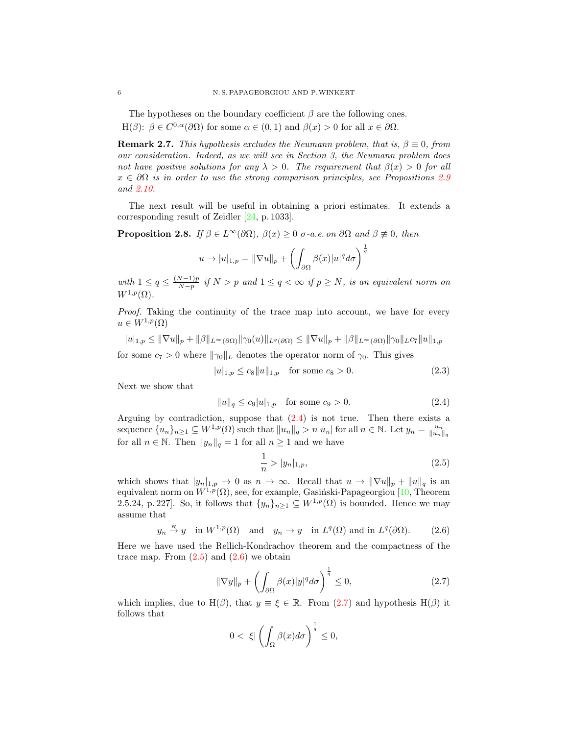The hypotheses on the boundary coefficient $\beta$ are the following ones.

H($\beta$): $\beta \in C^{0,\alpha}(\partial\Omega)$ for some $\alpha \in (0,1)$ and $\beta(x) > 0$ for all $x \in \partial\Omega$.

**Remark 2.7.** *This hypothesis excludes the Neumann problem, that is, $\beta \equiv 0$, from our consideration. Indeed, as we will see in Section 3, the Neumann problem does not have positive solutions for any $\lambda > 0$. The requirement that $\beta(x) > 0$ for all $x \in \partial\Omega$ is in order to use the strong comparison principles, see Propositions 2.9 and 2.10.*

The next result will be useful in obtaining a priori estimates. It extends a corresponding result of Zeidler [24, p. 1033].

**Proposition 2.8.** *If $\beta \in L^\infty(\partial\Omega)$, $\beta(x) \geq 0$ $\sigma$-a.e. on $\partial\Omega$ and $\beta \not\equiv 0$, then*

$$u \to |u|_{1,p} = \|\nabla u\|_p + \left(\int_{\partial\Omega} \beta(x)|u|^q d\sigma\right)^{\frac{1}{q}}$$

*with $1 \leq q \leq \frac{(N-1)p}{N-p}$ if $N > p$ and $1 \leq q < \infty$ if $p \geq N$, is an equivalent norm on $W^{1,p}(\Omega)$.*

*Proof.* Taking the continuity of the trace map into account, we have for every $u \in W^{1,p}(\Omega)$

$$|u|_{1,p} \leq \|\nabla u\|_p + \|\beta\|_{L^\infty(\partial\Omega)}\|\gamma_0(u)\|_{L^q(\partial\Omega)} \leq \|\nabla u\|_p + \|\beta\|_{L^\infty(\partial\Omega)}\|\gamma_0\|_L c_7\|u\|_{1,p}$$

for some $c_7 > 0$ where $\|\gamma_0\|_L$ denotes the operator norm of $\gamma_0$. This gives

$$|u|_{1,p} \leq c_8\|u\|_{1,p} \quad \text{for some } c_8 > 0. \tag{2.3}$$

Next we show that

$$\|u\|_q \leq c_9|u|_{1,p} \quad \text{for some } c_9 > 0. \tag{2.4}$$

Arguing by contradiction, suppose that (2.4) is not true. Then there exists a sequence $\{u_n\}_{n\geq 1} \subseteq W^{1,p}(\Omega)$ such that $\|u_n\|_q > n|u_n|$ for all $n \in \mathbb{N}$. Let $y_n = \frac{u_n}{\|u_n\|_q}$ for all $n \in \mathbb{N}$. Then $\|y_n\|_q = 1$ for all $n \geq 1$ and we have

$$\frac{1}{n} > |y_n|_{1,p}, \tag{2.5}$$

which shows that $|y_n|_{1,p} \to 0$ as $n \to \infty$. Recall that $u \to \|\nabla u\|_p + \|u\|_q$ is an equivalent norm on $W^{1,p}(\Omega)$, see, for example, Gasiński-Papageorgiou [10, Theorem 2.5.24, p. 227]. So, it follows that $\{y_n\}_{n\geq 1} \subseteq W^{1,p}(\Omega)$ is bounded. Hence we may assume that

$$y_n \overset{\text{w}}{\to} y \quad \text{in } W^{1,p}(\Omega) \quad \text{and} \quad y_n \to y \quad \text{in } L^q(\Omega) \text{ and in } L^q(\partial\Omega). \tag{2.6}$$

Here we have used the Rellich-Kondrachov theorem and the compactness of the trace map. From (2.5) and (2.6) we obtain

$$\|\nabla y\|_p + \left(\int_{\partial\Omega} \beta(x)|y|^q d\sigma\right)^{\frac{1}{q}} \leq 0, \tag{2.7}$$

which implies, due to H($\beta$), that $y \equiv \xi \in \mathbb{R}$. From (2.7) and hypothesis H($\beta$) it follows that

$$0 < |\xi| \left(\int_{\Omega} \beta(x) d\sigma\right)^{\frac{1}{q}} \leq 0,$$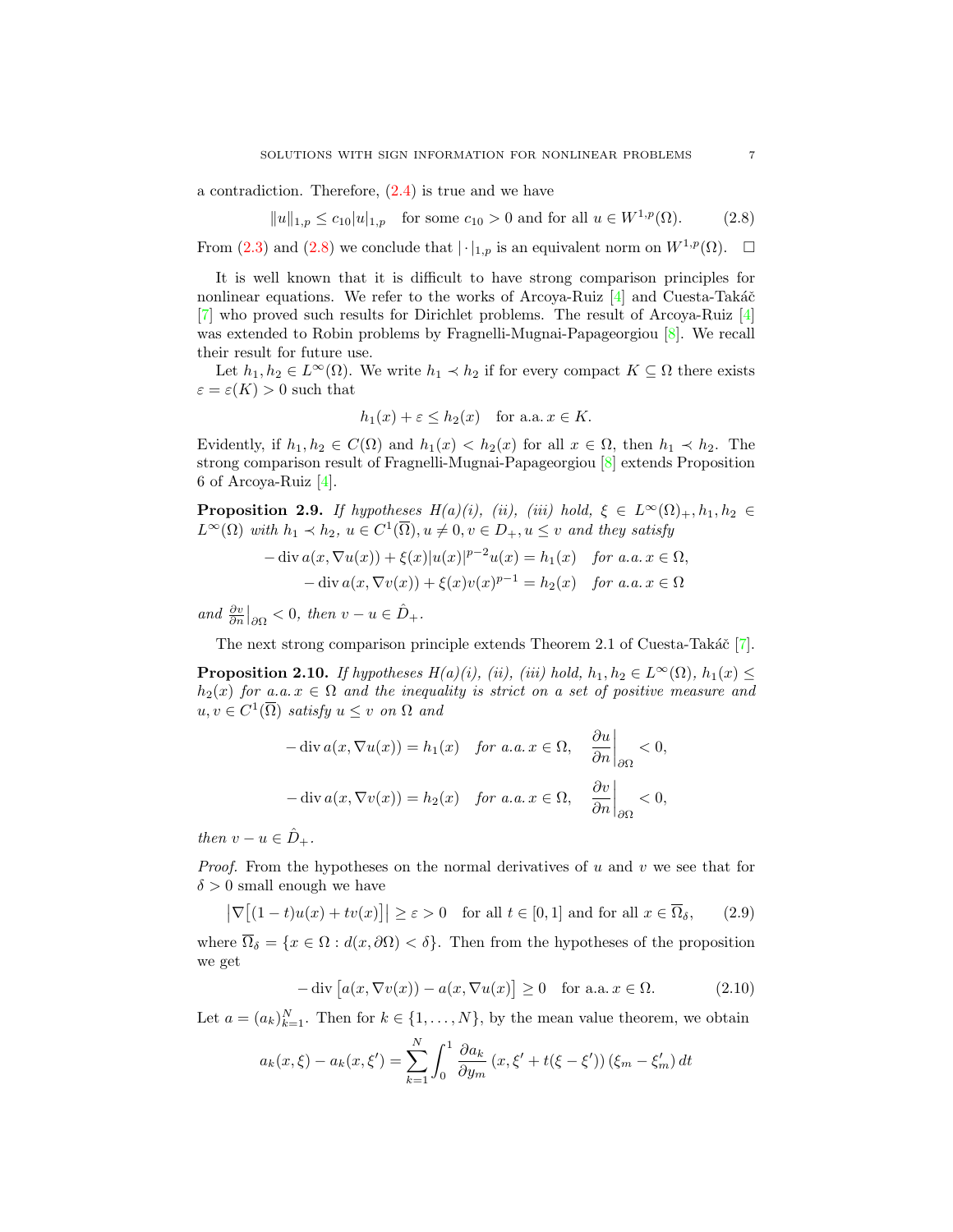a contradiction. Therefore, (2.4) is true and we have

$$\|u\|_{1,p} \le c_{10}|u|_{1,p} \quad \text{for some } c_{10} > 0 \text{ and for all } u \in W^{1,p}(\Omega). \tag{2.8}$$

From (2.3) and (2.8) we conclude that $|\cdot|_{1,p}$ is an equivalent norm on $W^{1,p}(\Omega)$. $\square$

It is well known that it is difficult to have strong comparison principles for nonlinear equations. We refer to the works of Arcoya-Ruiz [4] and Cuesta-Takáč [7] who proved such results for Dirichlet problems. The result of Arcoya-Ruiz [4] was extended to Robin problems by Fragnelli-Mugnai-Papageorgiou [8]. We recall their result for future use.

Let $h_1, h_2 \in L^\infty(\Omega)$. We write $h_1 \prec h_2$ if for every compact $K \subseteq \Omega$ there exists $\varepsilon = \varepsilon(K) > 0$ such that

$$h_1(x) + \varepsilon \le h_2(x) \quad \text{for a.a. } x \in K.$$

Evidently, if $h_1, h_2 \in C(\Omega)$ and $h_1(x) < h_2(x)$ for all $x \in \Omega$, then $h_1 \prec h_2$. The strong comparison result of Fragnelli-Mugnai-Papageorgiou [8] extends Proposition 6 of Arcoya-Ruiz [4].

**Proposition 2.9.** *If hypotheses H(a)(i), (ii), (iii) hold,* $\xi \in L^\infty(\Omega)_+, h_1, h_2 \in L^\infty(\Omega)$ *with* $h_1 \prec h_2$, $u \in C^1(\overline{\Omega}), u \ne 0, v \in D_+, u \le v$ *and they satisfy*

$$-\operatorname{div} a(x, \nabla u(x)) + \xi(x)|u(x)|^{p-2}u(x) = h_1(x) \quad \text{for a.a. } x \in \Omega,$$
$$-\operatorname{div} a(x, \nabla v(x)) + \xi(x)v(x)^{p-1} = h_2(x) \quad \text{for a.a. } x \in \Omega$$

*and* $\frac{\partial v}{\partial n}\big|_{\partial\Omega} < 0$, *then* $v - u \in \hat{D}_+$.

The next strong comparison principle extends Theorem 2.1 of Cuesta-Takáč [7].

**Proposition 2.10.** *If hypotheses H(a)(i), (ii), (iii) hold,* $h_1, h_2 \in L^\infty(\Omega)$, $h_1(x) \le h_2(x)$ *for a.a.* $x \in \Omega$ *and the inequality is strict on a set of positive measure and* $u, v \in C^1(\overline{\Omega})$ *satisfy* $u \le v$ *on* $\Omega$ *and*

$$-\operatorname{div} a(x, \nabla u(x)) = h_1(x) \quad \text{for a.a. } x \in \Omega, \quad \frac{\partial u}{\partial n}\bigg|_{\partial\Omega} < 0,$$
$$-\operatorname{div} a(x, \nabla v(x)) = h_2(x) \quad \text{for a.a. } x \in \Omega, \quad \frac{\partial v}{\partial n}\bigg|_{\partial\Omega} < 0,$$

*then* $v - u \in \hat{D}_+$.

*Proof.* From the hypotheses on the normal derivatives of $u$ and $v$ we see that for $\delta > 0$ small enough we have

$$\big|\nabla\big[(1-t)u(x) + tv(x)\big]\big| \ge \varepsilon > 0 \quad \text{for all } t \in [0,1] \text{ and for all } x \in \overline{\Omega}_\delta, \tag{2.9}$$

where $\overline{\Omega}_\delta = \{x \in \Omega : d(x, \partial\Omega) < \delta\}$. Then from the hypotheses of the proposition we get

$$-\operatorname{div}\big[a(x, \nabla v(x)) - a(x, \nabla u(x)\big] \ge 0 \quad \text{for a.a. } x \in \Omega. \tag{2.10}$$

Let $a = (a_k)_{k=1}^N$. Then for $k \in \{1, \dots, N\}$, by the mean value theorem, we obtain

$$a_k(x, \xi) - a_k(x, \xi') = \sum_{k=1}^N \int_0^1 \frac{\partial a_k}{\partial y_m}\left(x, \xi' + t(\xi - \xi')\right)(\xi_m - \xi'_m)\, dt$$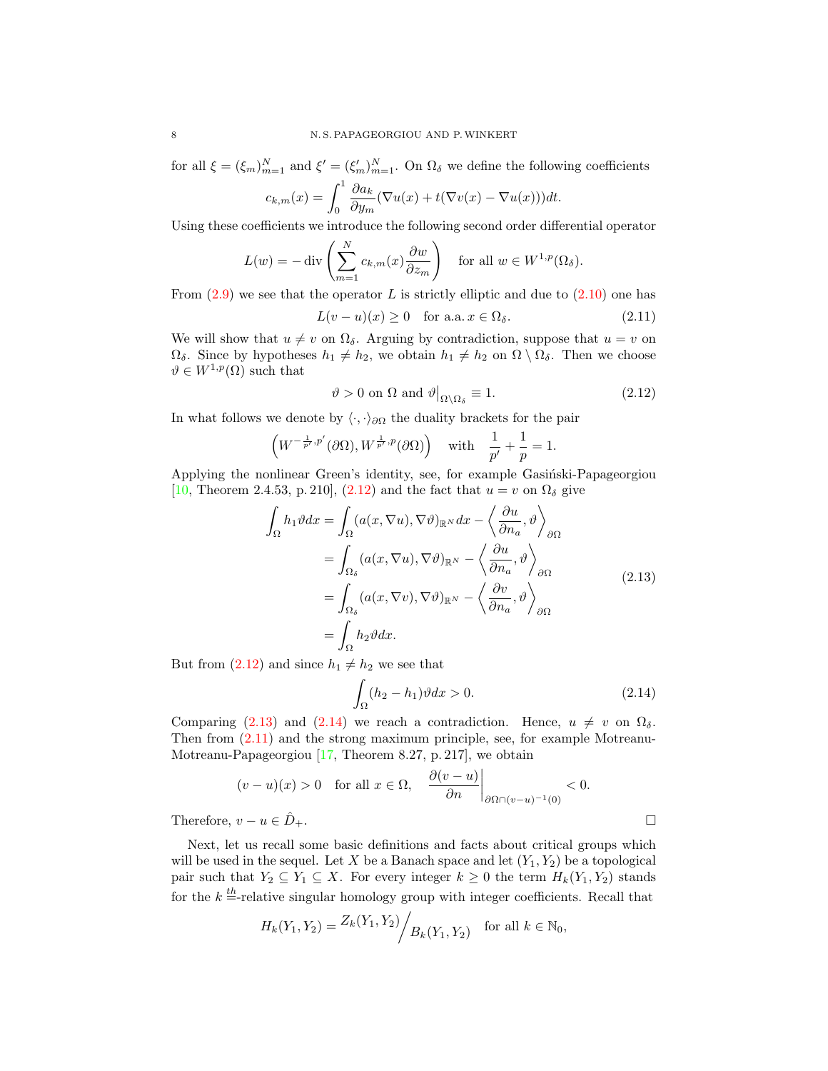for all $\xi = (\xi_m)_{m=1}^N$ and $\xi' = (\xi'_m)_{m=1}^N$. On $\Omega_\delta$ we define the following coefficients

$$c_{k,m}(x) = \int_0^1 \frac{\partial a_k}{\partial y_m}(\nabla u(x) + t(\nabla v(x) - \nabla u(x)))dt.$$

Using these coefficients we introduce the following second order differential operator

$$L(w) = -\operatorname{div}\left(\sum_{m=1}^N c_{k,m}(x)\frac{\partial w}{\partial z_m}\right) \quad \text{for all } w \in W^{1,p}(\Omega_\delta).$$

From (2.9) we see that the operator $L$ is strictly elliptic and due to (2.10) one has

$$L(v-u)(x) \geq 0 \quad \text{for a.a.}\, x \in \Omega_\delta. \tag{2.11}$$

We will show that $u \neq v$ on $\Omega_\delta$. Arguing by contradiction, suppose that $u = v$ on $\Omega_\delta$. Since by hypotheses $h_1 \neq h_2$, we obtain $h_1 \neq h_2$ on $\Omega \setminus \Omega_\delta$. Then we choose $\vartheta \in W^{1,p}(\Omega)$ such that

$$\vartheta > 0 \text{ on } \Omega \text{ and } \vartheta\big|_{\Omega\setminus\Omega_\delta} \equiv 1. \tag{2.12}$$

In what follows we denote by $\langle\cdot,\cdot\rangle_{\partial\Omega}$ the duality brackets for the pair

$$\left(W^{-\frac{1}{p'},p'}(\partial\Omega), W^{\frac{1}{p'},p}(\partial\Omega)\right) \quad \text{with} \quad \frac{1}{p'} + \frac{1}{p} = 1.$$

Applying the nonlinear Green's identity, see, for example Gasiński-Papageorgiou [10, Theorem 2.4.53, p. 210], (2.12) and the fact that $u = v$ on $\Omega_\delta$ give

$$\begin{aligned}
\int_\Omega h_1\vartheta dx &= \int_\Omega (a(x,\nabla u), \nabla\vartheta)_{\mathbb{R}^N} dx - \left\langle \frac{\partial u}{\partial n_a}, \vartheta \right\rangle_{\partial\Omega} \\
&= \int_{\Omega_\delta} (a(x,\nabla u), \nabla\vartheta)_{\mathbb{R}^N} - \left\langle \frac{\partial u}{\partial n_a}, \vartheta \right\rangle_{\partial\Omega} \\
&= \int_{\Omega_\delta} (a(x,\nabla v), \nabla\vartheta)_{\mathbb{R}^N} - \left\langle \frac{\partial v}{\partial n_a}, \vartheta \right\rangle_{\partial\Omega} \\
&= \int_\Omega h_2\vartheta dx.
\end{aligned} \tag{2.13}$$

But from (2.12) and since $h_1 \neq h_2$ we see that

$$\int_\Omega (h_2 - h_1)\vartheta dx > 0. \tag{2.14}$$

Comparing (2.13) and (2.14) we reach a contradiction. Hence, $u \neq v$ on $\Omega_\delta$. Then from (2.11) and the strong maximum principle, see, for example Motreanu-Motreanu-Papageorgiou [17, Theorem 8.27, p. 217], we obtain

$$(v-u)(x) > 0 \quad \text{for all } x \in \Omega, \quad \left.\frac{\partial(v-u)}{\partial n}\right|_{\partial\Omega\cap(v-u)^{-1}(0)} < 0.$$

Therefore, $v - u \in \hat{D}_+$. $\square$

Next, let us recall some basic definitions and facts about critical groups which will be used in the sequel. Let $X$ be a Banach space and let $(Y_1, Y_2)$ be a topological pair such that $Y_2 \subseteq Y_1 \subseteq X$. For every integer $k \geq 0$ the term $H_k(Y_1, Y_2)$ stands for the $k \stackrel{th}{=}$-relative singular homology group with integer coefficients. Recall that

$$H_k(Y_1, Y_2) = Z_k(Y_1, Y_2) \Big/ B_k(Y_1, Y_2) \quad \text{for all } k \in \mathbb{N}_0,$$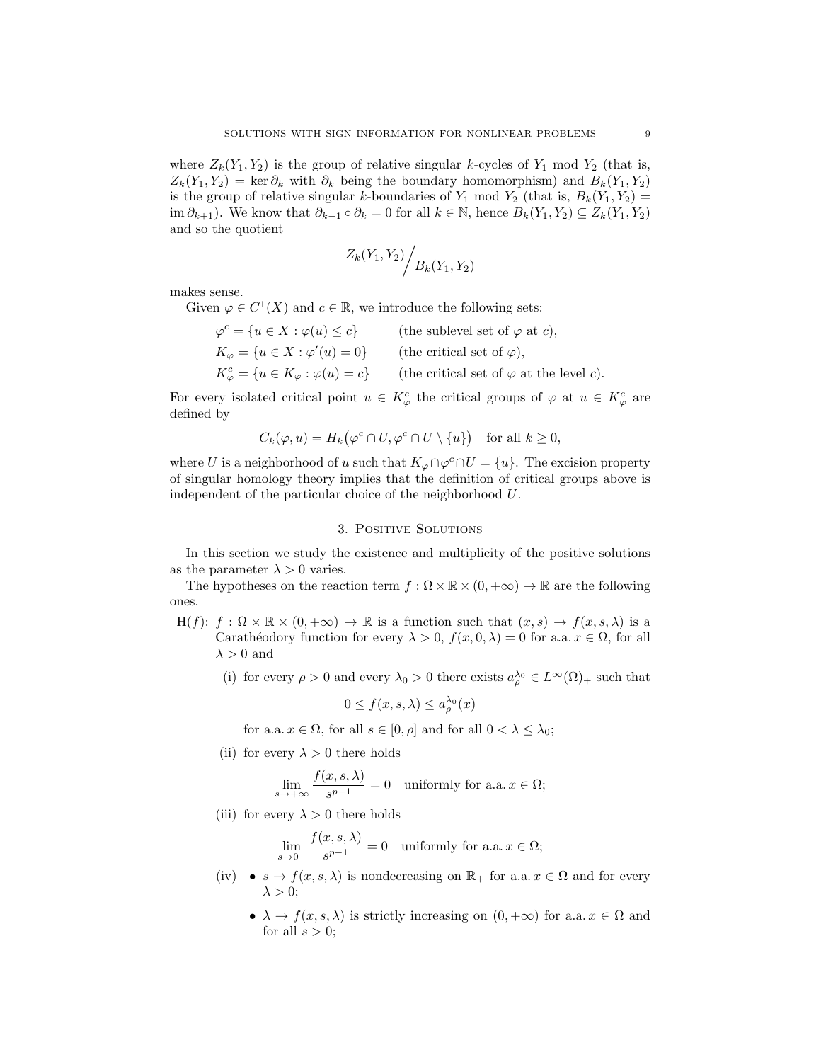where $Z_k(Y_1, Y_2)$ is the group of relative singular $k$-cycles of $Y_1$ mod $Y_2$ (that is, $Z_k(Y_1, Y_2) = \ker \partial_k$ with $\partial_k$ being the boundary homomorphism) and $B_k(Y_1, Y_2)$ is the group of relative singular $k$-boundaries of $Y_1$ mod $Y_2$ (that is, $B_k(Y_1, Y_2) = \operatorname{im} \partial_{k+1}$). We know that $\partial_{k-1} \circ \partial_k = 0$ for all $k \in \mathbb{N}$, hence $B_k(Y_1, Y_2) \subseteq Z_k(Y_1, Y_2)$ and so the quotient

$$Z_k(Y_1, Y_2) \Big/ B_k(Y_1, Y_2)$$

makes sense.

Given $\varphi \in C^1(X)$ and $c \in \mathbb{R}$, we introduce the following sets:

$$\begin{aligned}
\varphi^c &= \{u \in X : \varphi(u) \le c\} && \text{(the sublevel set of } \varphi \text{ at } c\text{)},\\
K_\varphi &= \{u \in X : \varphi'(u) = 0\} && \text{(the critical set of } \varphi\text{)},\\
K_\varphi^c &= \{u \in K_\varphi : \varphi(u) = c\} && \text{(the critical set of } \varphi \text{ at the level } c\text{)}.
\end{aligned}$$

For every isolated critical point $u \in K_\varphi^c$ the critical groups of $\varphi$ at $u \in K_\varphi^c$ are defined by

$$C_k(\varphi, u) = H_k\big(\varphi^c \cap U, \varphi^c \cap U \setminus \{u\}\big) \quad \text{for all } k \ge 0,$$

where $U$ is a neighborhood of $u$ such that $K_\varphi \cap \varphi^c \cap U = \{u\}$. The excision property of singular homology theory implies that the definition of critical groups above is independent of the particular choice of the neighborhood $U$.

## 3. Positive Solutions

In this section we study the existence and multiplicity of the positive solutions as the parameter $\lambda > 0$ varies.

The hypotheses on the reaction term $f : \Omega \times \mathbb{R} \times (0, +\infty) \to \mathbb{R}$ are the following ones.

H($f$): $f : \Omega \times \mathbb{R} \times (0, +\infty) \to \mathbb{R}$ is a function such that $(x, s) \to f(x, s, \lambda)$ is a Carathéodory function for every $\lambda > 0$, $f(x, 0, \lambda) = 0$ for a.a. $x \in \Omega$, for all $\lambda > 0$ and

(i) for every $\rho > 0$ and every $\lambda_0 > 0$ there exists $a_\rho^{\lambda_0} \in L^\infty(\Omega)_+$ such that

$$0 \le f(x, s, \lambda) \le a_\rho^{\lambda_0}(x)$$

for a.a. $x \in \Omega$, for all $s \in [0, \rho]$ and for all $0 < \lambda \le \lambda_0$;

(ii) for every $\lambda > 0$ there holds

$$\lim_{s \to +\infty} \frac{f(x, s, \lambda)}{s^{p-1}} = 0 \quad \text{uniformly for a.a. } x \in \Omega;$$

(iii) for every $\lambda > 0$ there holds

$$\lim_{s \to 0^+} \frac{f(x, s, \lambda)}{s^{p-1}} = 0 \quad \text{uniformly for a.a. } x \in \Omega;$$

(iv)
- $s \to f(x, s, \lambda)$ is nondecreasing on $\mathbb{R}_+$ for a.a. $x \in \Omega$ and for every $\lambda > 0$;
- $\lambda \to f(x, s, \lambda)$ is strictly increasing on $(0, +\infty)$ for a.a. $x \in \Omega$ and for all $s > 0$;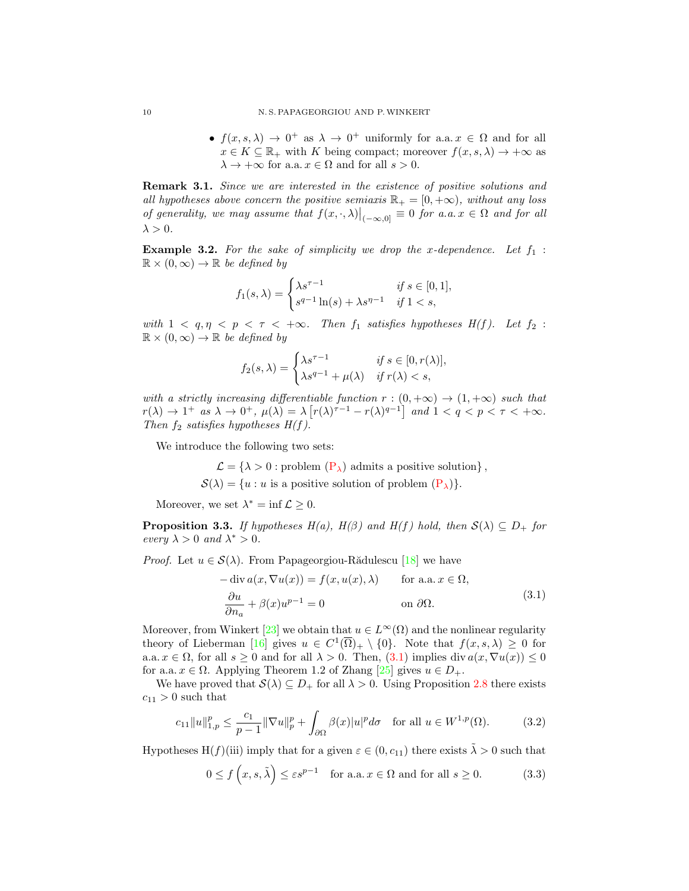- $f(x,s,\lambda) \to 0^+$ as $\lambda \to 0^+$ uniformly for a.a. $x \in \Omega$ and for all $x \in K \subseteq \mathbb{R}_+$ with $K$ being compact; moreover $f(x,s,\lambda) \to +\infty$ as $\lambda \to +\infty$ for a.a. $x \in \Omega$ and for all $s > 0$.

**Remark 3.1.** *Since we are interested in the existence of positive solutions and all hypotheses above concern the positive semiaxis $\mathbb{R}_+ = [0,+\infty)$, without any loss of generality, we may assume that $f(x,\cdot,\lambda)\big|_{(-\infty,0]} \equiv 0$ for a.a. $x \in \Omega$ and for all $\lambda > 0$.*

**Example 3.2.** *For the sake of simplicity we drop the $x$-dependence. Let $f_1 : \mathbb{R} \times (0,\infty) \to \mathbb{R}$ be defined by*

$$f_1(s,\lambda) = \begin{cases} \lambda s^{\tau-1} & \text{if } s \in [0,1], \\ s^{q-1}\ln(s) + \lambda s^{\eta-1} & \text{if } 1 < s, \end{cases}$$

*with $1 < q, \eta < p < \tau < +\infty$. Then $f_1$ satisfies hypotheses H(f). Let $f_2 : \mathbb{R} \times (0,\infty) \to \mathbb{R}$ be defined by*

$$f_2(s,\lambda) = \begin{cases} \lambda s^{\tau-1} & \text{if } s \in [0,r(\lambda)], \\ \lambda s^{q-1} + \mu(\lambda) & \text{if } r(\lambda) < s, \end{cases}$$

*with a strictly increasing differentiable function $r : (0,+\infty) \to (1,+\infty)$ such that $r(\lambda) \to 1^+$ as $\lambda \to 0^+$, $\mu(\lambda) = \lambda\left[r(\lambda)^{\tau-1} - r(\lambda)^{q-1}\right]$ and $1 < q < p < \tau < +\infty$. Then $f_2$ satisfies hypotheses H(f).*

We introduce the following two sets:

$$\mathcal{L} = \{\lambda > 0 : \text{problem } (\mathrm{P}_\lambda) \text{ admits a positive solution}\},$$
$$\mathcal{S}(\lambda) = \{u : u \text{ is a positive solution of problem } (\mathrm{P}_\lambda)\}.$$

Moreover, we set $\lambda^* = \inf \mathcal{L} \geq 0$.

**Proposition 3.3.** *If hypotheses H(a), H($\beta$) and H(f) hold, then $\mathcal{S}(\lambda) \subseteq D_+$ for every $\lambda > 0$ and $\lambda^* > 0$.*

*Proof.* Let $u \in \mathcal{S}(\lambda)$. From Papageorgiou-Rădulescu [18] we have

$$\begin{aligned} -\operatorname{div} a(x,\nabla u(x)) &= f(x,u(x),\lambda) \qquad \text{for a.a. } x \in \Omega, \\ \frac{\partial u}{\partial n_a} + \beta(x)u^{p-1} &= 0 \qquad\qquad\qquad\quad \text{on } \partial\Omega. \end{aligned} \tag{3.1}$$

Moreover, from Winkert [23] we obtain that $u \in L^\infty(\Omega)$ and the nonlinear regularity theory of Lieberman [16] gives $u \in C^1(\overline{\Omega})_+ \setminus \{0\}$. Note that $f(x,s,\lambda) \geq 0$ for a.a. $x \in \Omega$, for all $s \geq 0$ and for all $\lambda > 0$. Then, (3.1) implies $\operatorname{div} a(x,\nabla u(x)) \leq 0$ for a.a. $x \in \Omega$. Applying Theorem 1.2 of Zhang [25] gives $u \in D_+$.

We have proved that $\mathcal{S}(\lambda) \subseteq D_+$ for all $\lambda > 0$. Using Proposition 2.8 there exists $c_{11} > 0$ such that

$$c_{11}\|u\|_{1,p}^p \leq \frac{c_1}{p-1}\|\nabla u\|_p^p + \int_{\partial\Omega} \beta(x)|u|^p d\sigma \quad \text{for all } u \in W^{1,p}(\Omega). \tag{3.2}$$

Hypotheses H(f)(iii) imply that for a given $\varepsilon \in (0,c_{11})$ there exists $\tilde{\lambda} > 0$ such that

$$0 \leq f\left(x,s,\tilde{\lambda}\right) \leq \varepsilon s^{p-1} \quad \text{for a.a. } x \in \Omega \text{ and for all } s \geq 0. \tag{3.3}$$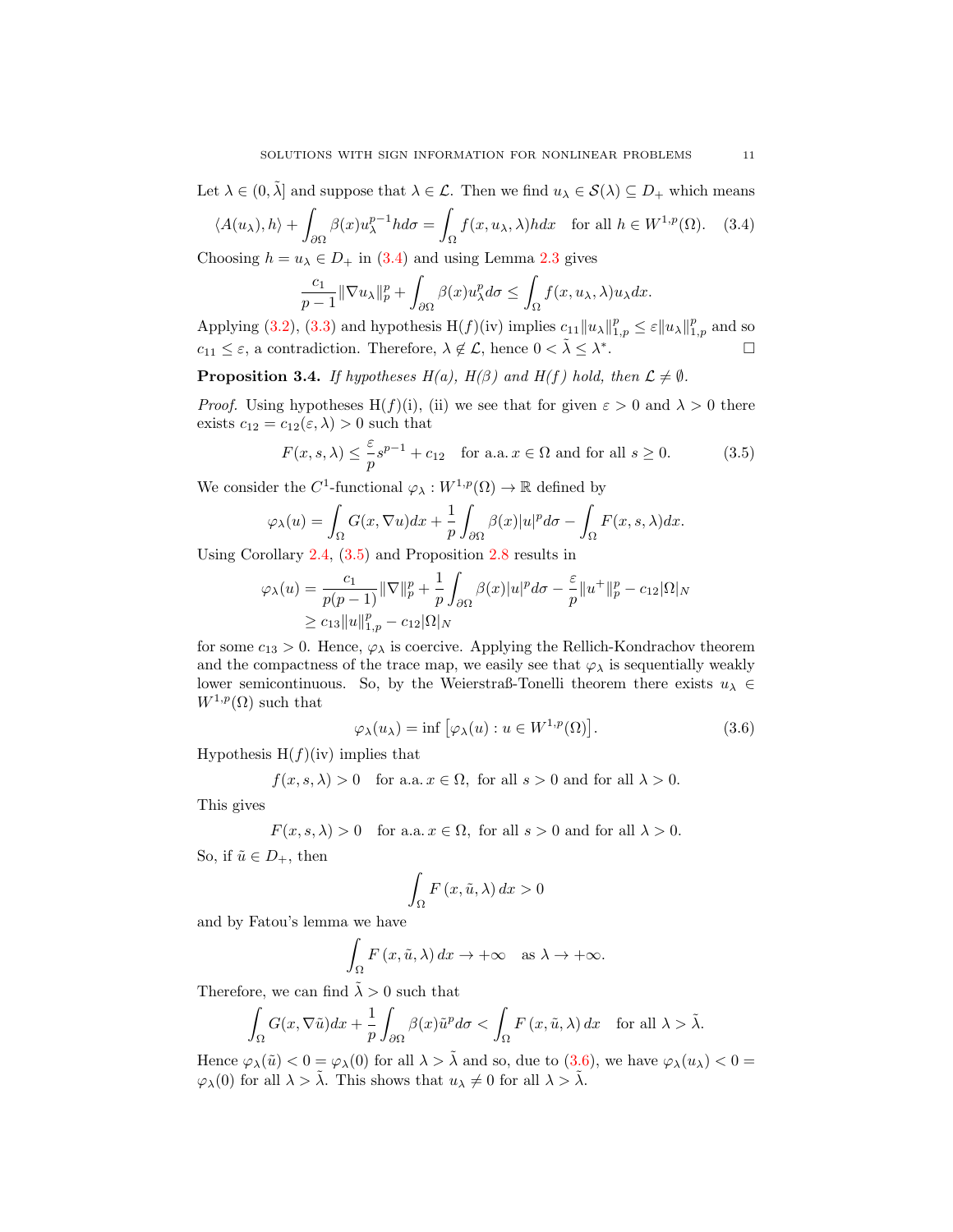Let $\lambda \in (0, \tilde{\lambda}]$ and suppose that $\lambda \in \mathcal{L}$. Then we find $u_\lambda \in \mathcal{S}(\lambda) \subseteq D_+$ which means

$$\langle A(u_\lambda), h\rangle + \int_{\partial\Omega} \beta(x) u_\lambda^{p-1} h d\sigma = \int_\Omega f(x, u_\lambda, \lambda) h dx \quad \text{for all } h \in W^{1,p}(\Omega). \tag{3.4}$$

Choosing $h = u_\lambda \in D_+$ in (3.4) and using Lemma 2.3 gives

$$\frac{c_1}{p-1} \|\nabla u_\lambda\|_p^p + \int_{\partial\Omega} \beta(x) u_\lambda^p d\sigma \leq \int_\Omega f(x, u_\lambda, \lambda) u_\lambda dx.$$

Applying (3.2), (3.3) and hypothesis H($f$)(iv) implies $c_{11}\|u_\lambda\|_{1,p}^p \leq \varepsilon \|u_\lambda\|_{1,p}^p$ and so $c_{11} \leq \varepsilon$, a contradiction. Therefore, $\lambda \notin \mathcal{L}$, hence $0 < \tilde{\lambda} \leq \lambda^*$. □

**Proposition 3.4.** *If hypotheses H(a), H(β) and H(f) hold, then $\mathcal{L} \neq \emptyset$.*

*Proof.* Using hypotheses H($f$)(i), (ii) we see that for given $\varepsilon > 0$ and $\lambda > 0$ there exists $c_{12} = c_{12}(\varepsilon, \lambda) > 0$ such that

$$F(x, s, \lambda) \leq \frac{\varepsilon}{p} s^{p-1} + c_{12} \quad \text{for a.a. } x \in \Omega \text{ and for all } s \geq 0. \tag{3.5}$$

We consider the $C^1$-functional $\varphi_\lambda : W^{1,p}(\Omega) \to \mathbb{R}$ defined by

$$\varphi_\lambda(u) = \int_\Omega G(x, \nabla u) dx + \frac{1}{p} \int_{\partial\Omega} \beta(x) |u|^p d\sigma - \int_\Omega F(x, s, \lambda) dx.$$

Using Corollary 2.4, (3.5) and Proposition 2.8 results in

$$\begin{aligned}
\varphi_\lambda(u) &= \frac{c_1}{p(p-1)} \|\nabla\|_p^p + \frac{1}{p} \int_{\partial\Omega} \beta(x)|u|^p d\sigma - \frac{\varepsilon}{p} \|u^+\|_p^p - c_{12}|\Omega|_N \\
&\geq c_{13} \|u\|_{1,p}^p - c_{12}|\Omega|_N
\end{aligned}$$

for some $c_{13} > 0$. Hence, $\varphi_\lambda$ is coercive. Applying the Rellich-Kondrachov theorem and the compactness of the trace map, we easily see that $\varphi_\lambda$ is sequentially weakly lower semicontinuous. So, by the Weierstraß-Tonelli theorem there exists $u_\lambda \in W^{1,p}(\Omega)$ such that

$$\varphi_\lambda(u_\lambda) = \inf \left[\varphi_\lambda(u) : u \in W^{1,p}(\Omega)\right]. \tag{3.6}$$

Hypothesis H($f$)(iv) implies that

$$f(x, s, \lambda) > 0 \quad \text{for a.a. } x \in \Omega, \text{ for all } s > 0 \text{ and for all } \lambda > 0.$$

This gives

$$F(x, s, \lambda) > 0 \quad \text{for a.a. } x \in \Omega, \text{ for all } s > 0 \text{ and for all } \lambda > 0.$$

So, if $\tilde{u} \in D_+$, then

$$\int_\Omega F(x, \tilde{u}, \lambda) dx > 0$$

and by Fatou's lemma we have

$$\int_\Omega F(x, \tilde{u}, \lambda) dx \to +\infty \quad \text{as } \lambda \to +\infty.$$

Therefore, we can find $\tilde{\lambda} > 0$ such that

$$\int_\Omega G(x, \nabla \tilde{u}) dx + \frac{1}{p} \int_{\partial\Omega} \beta(x) \tilde{u}^p d\sigma < \int_\Omega F(x, \tilde{u}, \lambda) dx \quad \text{for all } \lambda > \tilde{\lambda}.$$

Hence $\varphi_\lambda(\tilde{u}) < 0 = \varphi_\lambda(0)$ for all $\lambda > \tilde{\lambda}$ and so, due to (3.6), we have $\varphi_\lambda(u_\lambda) < 0 = \varphi_\lambda(0)$ for all $\lambda > \tilde{\lambda}$. This shows that $u_\lambda \neq 0$ for all $\lambda > \tilde{\lambda}$.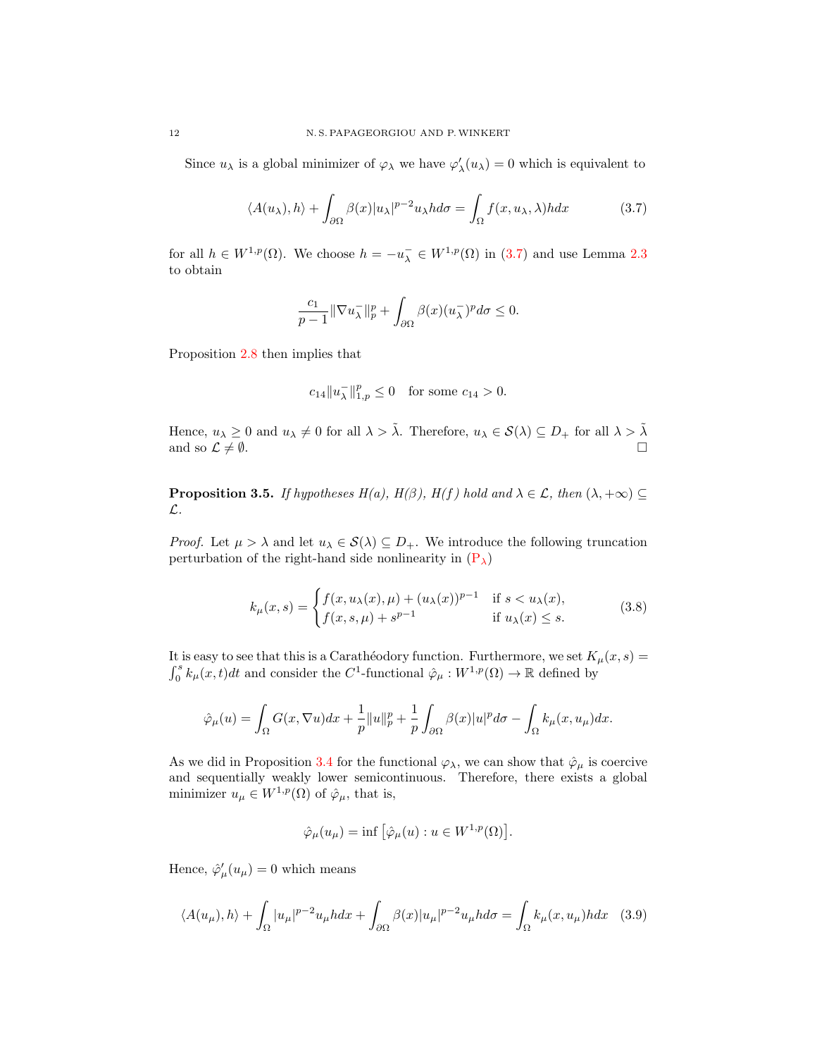Since $u_\lambda$ is a global minimizer of $\varphi_\lambda$ we have $\varphi_\lambda'(u_\lambda) = 0$ which is equivalent to

$$\langle A(u_\lambda), h\rangle + \int_{\partial\Omega} \beta(x)|u_\lambda|^{p-2}u_\lambda h d\sigma = \int_\Omega f(x, u_\lambda, \lambda) h dx \tag{3.7}$$

for all $h \in W^{1,p}(\Omega)$. We choose $h = -u_\lambda^- \in W^{1,p}(\Omega)$ in (3.7) and use Lemma 2.3 to obtain

$$\frac{c_1}{p-1}\|\nabla u_\lambda^-\|_p^p + \int_{\partial\Omega} \beta(x)(u_\lambda^-)^p d\sigma \leq 0.$$

Proposition 2.8 then implies that

$$c_{14}\|u_\lambda^-\|_{1,p}^p \leq 0 \quad \text{for some } c_{14} > 0.$$

Hence, $u_\lambda \geq 0$ and $u_\lambda \neq 0$ for all $\lambda > \tilde{\lambda}$. Therefore, $u_\lambda \in \mathcal{S}(\lambda) \subseteq D_+$ for all $\lambda > \tilde{\lambda}$ and so $\mathcal{L} \neq \emptyset$. $\square$

**Proposition 3.5.** *If hypotheses H(a), H(β), H(f) hold and $\lambda \in \mathcal{L}$, then $(\lambda, +\infty) \subseteq \mathcal{L}$.*

*Proof.* Let $\mu > \lambda$ and let $u_\lambda \in \mathcal{S}(\lambda) \subseteq D_+$. We introduce the following truncation perturbation of the right-hand side nonlinearity in ($\text{P}_\lambda$)

$$k_\mu(x, s) = \begin{cases} f(x, u_\lambda(x), \mu) + (u_\lambda(x))^{p-1} & \text{if } s < u_\lambda(x), \\ f(x, s, \mu) + s^{p-1} & \text{if } u_\lambda(x) \leq s. \end{cases} \tag{3.8}$$

It is easy to see that this is a Carathéodory function. Furthermore, we set $K_\mu(x, s) = \int_0^s k_\mu(x, t)dt$ and consider the $C^1$-functional $\hat{\varphi}_\mu : W^{1,p}(\Omega) \to \mathbb{R}$ defined by

$$\hat{\varphi}_\mu(u) = \int_\Omega G(x, \nabla u)dx + \frac{1}{p}\|u\|_p^p + \frac{1}{p}\int_{\partial\Omega} \beta(x)|u|^p d\sigma - \int_\Omega k_\mu(x, u_\mu)dx.$$

As we did in Proposition 3.4 for the functional $\varphi_\lambda$, we can show that $\hat{\varphi}_\mu$ is coercive and sequentially weakly lower semicontinuous. Therefore, there exists a global minimizer $u_\mu \in W^{1,p}(\Omega)$ of $\hat{\varphi}_\mu$, that is,

$$\hat{\varphi}_\mu(u_\mu) = \inf\left[\hat{\varphi}_\mu(u) : u \in W^{1,p}(\Omega)\right].$$

Hence, $\hat{\varphi}_\mu'(u_\mu) = 0$ which means

$$\langle A(u_\mu), h\rangle + \int_\Omega |u_\mu|^{p-2}u_\mu h dx + \int_{\partial\Omega} \beta(x)|u_\mu|^{p-2}u_\mu h d\sigma = \int_\Omega k_\mu(x, u_\mu) h dx \tag{3.9}$$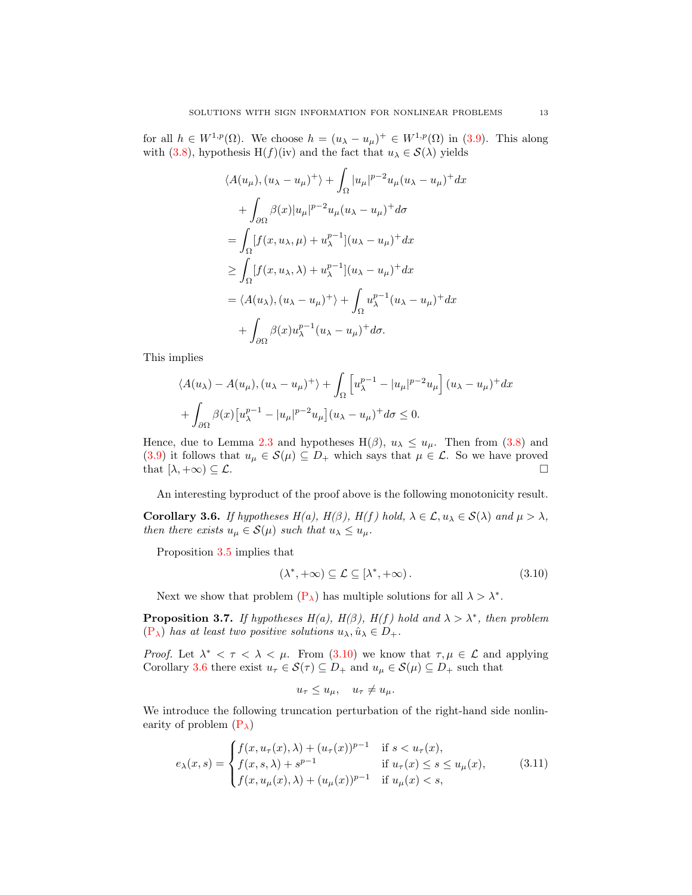for all $h \in W^{1,p}(\Omega)$. We choose $h = (u_\lambda - u_\mu)^+ \in W^{1,p}(\Omega)$ in (3.9). This along with (3.8), hypothesis H($f$)(iv) and the fact that $u_\lambda \in \mathcal{S}(\lambda)$ yields

$$
\begin{aligned}
&\langle A(u_\mu), (u_\lambda - u_\mu)^+\rangle + \int_\Omega |u_\mu|^{p-2}u_\mu(u_\lambda - u_\mu)^+ dx \\
&\quad + \int_{\partial\Omega} \beta(x)|u_\mu|^{p-2}u_\mu(u_\lambda - u_\mu)^+ d\sigma \\
&= \int_\Omega [f(x, u_\lambda, \mu) + u_\lambda^{p-1}](u_\lambda - u_\mu)^+ dx \\
&\geq \int_\Omega [f(x, u_\lambda, \lambda) + u_\lambda^{p-1}](u_\lambda - u_\mu)^+ dx \\
&= \langle A(u_\lambda), (u_\lambda - u_\mu)^+\rangle + \int_\Omega u_\lambda^{p-1}(u_\lambda - u_\mu)^+ dx \\
&\quad + \int_{\partial\Omega} \beta(x) u_\lambda^{p-1}(u_\lambda - u_\mu)^+ d\sigma.
\end{aligned}
$$

This implies

$$
\begin{aligned}
&\langle A(u_\lambda) - A(u_\mu), (u_\lambda - u_\mu)^+\rangle + \int_\Omega \left[u_\lambda^{p-1} - |u_\mu|^{p-2}u_\mu\right](u_\lambda - u_\mu)^+ dx \\
&+ \int_{\partial\Omega} \beta(x)\left[u_\lambda^{p-1} - |u_\mu|^{p-2}u_\mu\right](u_\lambda - u_\mu)^+ d\sigma \leq 0.
\end{aligned}
$$

Hence, due to Lemma 2.3 and hypotheses H($\beta$), $u_\lambda \leq u_\mu$. Then from (3.8) and (3.9) it follows that $u_\mu \in \mathcal{S}(\mu) \subseteq D_+$ which says that $\mu \in \mathcal{L}$. So we have proved that $[\lambda, +\infty) \subseteq \mathcal{L}$. ∎

An interesting byproduct of the proof above is the following monotonicity result.

**Corollary 3.6.** *If hypotheses H(a), H($\beta$), H($f$) hold, $\lambda \in \mathcal{L}$, $u_\lambda \in \mathcal{S}(\lambda)$ and $\mu > \lambda$, then there exists $u_\mu \in \mathcal{S}(\mu)$ such that $u_\lambda \leq u_\mu$.*

Proposition 3.5 implies that

$$
(\lambda^*, +\infty) \subseteq \mathcal{L} \subseteq [\lambda^*, +\infty)\,. \tag{3.10}
$$

Next we show that problem ($P_\lambda$) has multiple solutions for all $\lambda > \lambda^*$.

**Proposition 3.7.** *If hypotheses H(a), H($\beta$), H($f$) hold and $\lambda > \lambda^*$, then problem ($P_\lambda$) has at least two positive solutions $u_\lambda, \hat{u}_\lambda \in D_+$.*

*Proof.* Let $\lambda^* < \tau < \lambda < \mu$. From (3.10) we know that $\tau, \mu \in \mathcal{L}$ and applying Corollary 3.6 there exist $u_\tau \in \mathcal{S}(\tau) \subseteq D_+$ and $u_\mu \in \mathcal{S}(\mu) \subseteq D_+$ such that

$$
u_\tau \leq u_\mu, \quad u_\tau \neq u_\mu.
$$

We introduce the following truncation perturbation of the right-hand side nonlinearity of problem ($P_\lambda$)

$$
e_\lambda(x,s) = \begin{cases} f(x, u_\tau(x), \lambda) + (u_\tau(x))^{p-1} & \text{if } s < u_\tau(x), \\ f(x, s, \lambda) + s^{p-1} & \text{if } u_\tau(x) \leq s \leq u_\mu(x), \\ f(x, u_\mu(x), \lambda) + (u_\mu(x))^{p-1} & \text{if } u_\mu(x) < s, \end{cases} \tag{3.11}
$$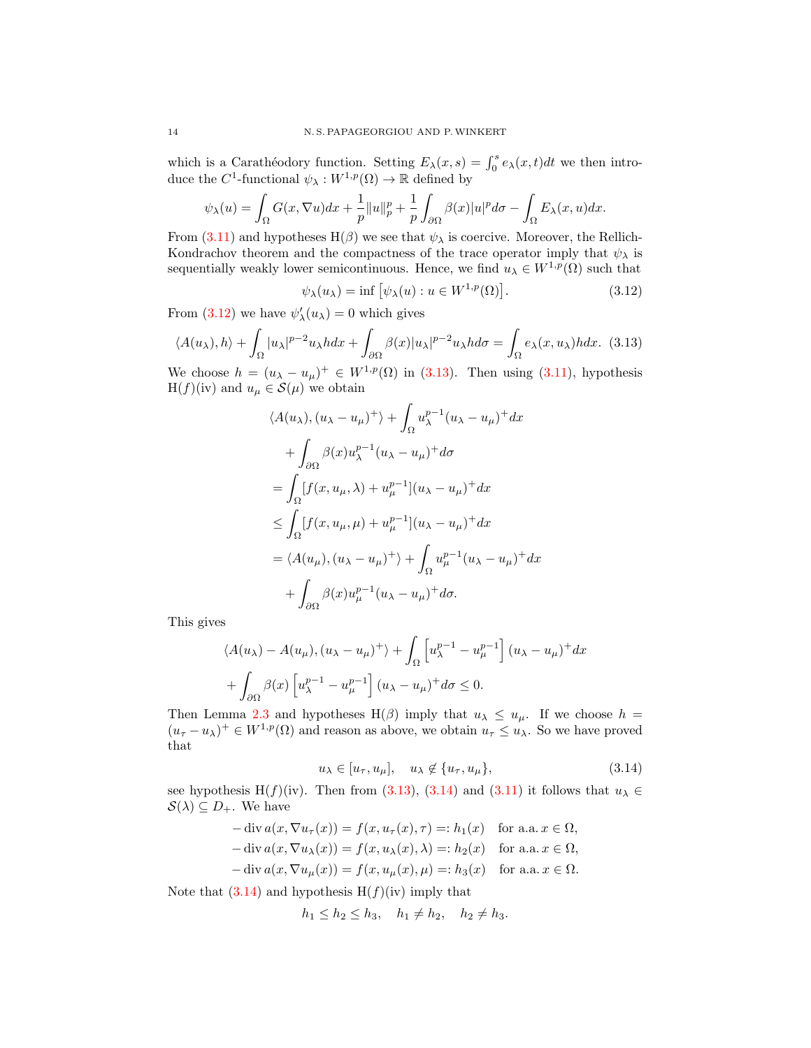which is a Carathéodory function. Setting $E_\lambda(x,s) = \int_0^s e_\lambda(x,t)dt$ we then introduce the $C^1$-functional $\psi_\lambda : W^{1,p}(\Omega) \to \mathbb{R}$ defined by

$$\psi_\lambda(u) = \int_\Omega G(x, \nabla u)dx + \frac{1}{p}\|u\|_p^p + \frac{1}{p}\int_{\partial\Omega} \beta(x)|u|^p d\sigma - \int_\Omega E_\lambda(x,u)dx.$$

From (3.11) and hypotheses H($\beta$) we see that $\psi_\lambda$ is coercive. Moreover, the Rellich-Kondrachov theorem and the compactness of the trace operator imply that $\psi_\lambda$ is sequentially weakly lower semicontinuous. Hence, we find $u_\lambda \in W^{1,p}(\Omega)$ such that

$$\psi_\lambda(u_\lambda) = \inf\left[\psi_\lambda(u) : u \in W^{1,p}(\Omega)\right]. \tag{3.12}$$

From (3.12) we have $\psi_\lambda'(u_\lambda) = 0$ which gives

$$\langle A(u_\lambda), h\rangle + \int_\Omega |u_\lambda|^{p-2}u_\lambda h dx + \int_{\partial\Omega} \beta(x)|u_\lambda|^{p-2}u_\lambda h d\sigma = \int_\Omega e_\lambda(x,u_\lambda)h dx. \tag{3.13}$$

We choose $h = (u_\lambda - u_\mu)^+ \in W^{1,p}(\Omega)$ in (3.13). Then using (3.11), hypothesis H($f$)(iv) and $u_\mu \in \mathcal{S}(\mu)$ we obtain

$$\begin{aligned}
&\langle A(u_\lambda), (u_\lambda - u_\mu)^+\rangle + \int_\Omega u_\lambda^{p-1}(u_\lambda - u_\mu)^+ dx \\
&\quad + \int_{\partial\Omega} \beta(x) u_\lambda^{p-1}(u_\lambda - u_\mu)^+ d\sigma \\
&= \int_\Omega [f(x,u_\mu,\lambda) + u_\mu^{p-1}](u_\lambda - u_\mu)^+ dx \\
&\leq \int_\Omega [f(x,u_\mu,\mu) + u_\mu^{p-1}](u_\lambda - u_\mu)^+ dx \\
&= \langle A(u_\mu), (u_\lambda - u_\mu)^+\rangle + \int_\Omega u_\mu^{p-1}(u_\lambda - u_\mu)^+ dx \\
&\quad + \int_{\partial\Omega} \beta(x) u_\mu^{p-1}(u_\lambda - u_\mu)^+ d\sigma.
\end{aligned}$$

This gives

$$\begin{aligned}
&\langle A(u_\lambda) - A(u_\mu), (u_\lambda - u_\mu)^+\rangle + \int_\Omega \left[u_\lambda^{p-1} - u_\mu^{p-1}\right](u_\lambda - u_\mu)^+ dx \\
&+ \int_{\partial\Omega} \beta(x)\left[u_\lambda^{p-1} - u_\mu^{p-1}\right](u_\lambda - u_\mu)^+ d\sigma \leq 0.
\end{aligned}$$

Then Lemma 2.3 and hypotheses H($\beta$) imply that $u_\lambda \leq u_\mu$. If we choose $h = (u_\tau - u_\lambda)^+ \in W^{1,p}(\Omega)$ and reason as above, we obtain $u_\tau \leq u_\lambda$. So we have proved that

$$u_\lambda \in [u_\tau, u_\mu], \quad u_\lambda \notin \{u_\tau, u_\mu\}, \tag{3.14}$$

see hypothesis H($f$)(iv). Then from (3.13), (3.14) and (3.11) it follows that $u_\lambda \in \mathcal{S}(\lambda) \subseteq D_+$. We have

$$\begin{aligned}
-\operatorname{div} a(x, \nabla u_\tau(x)) &= f(x, u_\tau(x), \tau) =: h_1(x) \quad \text{for a.a. } x \in \Omega, \\
-\operatorname{div} a(x, \nabla u_\lambda(x)) &= f(x, u_\lambda(x), \lambda) =: h_2(x) \quad \text{for a.a. } x \in \Omega, \\
-\operatorname{div} a(x, \nabla u_\mu(x)) &= f(x, u_\mu(x), \mu) =: h_3(x) \quad \text{for a.a. } x \in \Omega.
\end{aligned}$$

Note that (3.14) and hypothesis H($f$)(iv) imply that

$$h_1 \leq h_2 \leq h_3, \quad h_1 \neq h_2, \quad h_2 \neq h_3.$$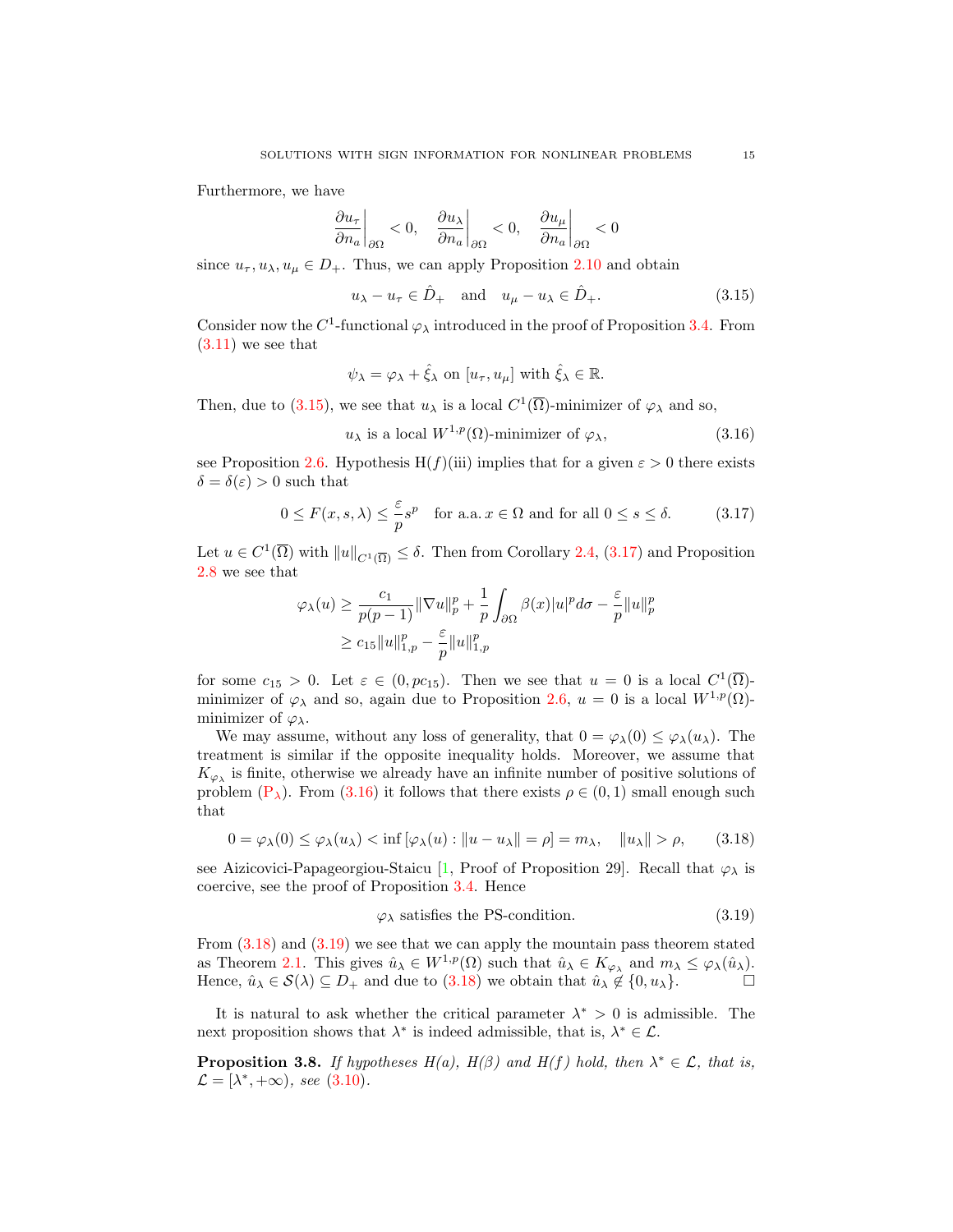Furthermore, we have

$$\left.\frac{\partial u_\tau}{\partial n_a}\right|_{\partial\Omega} < 0, \quad \left.\frac{\partial u_\lambda}{\partial n_a}\right|_{\partial\Omega} < 0, \quad \left.\frac{\partial u_\mu}{\partial n_a}\right|_{\partial\Omega} < 0$$

since $u_\tau, u_\lambda, u_\mu \in D_+$. Thus, we can apply Proposition 2.10 and obtain

$$u_\lambda - u_\tau \in \hat{D}_+ \quad \text{and} \quad u_\mu - u_\lambda \in \hat{D}_+. \tag{3.15}$$

Consider now the $C^1$-functional $\varphi_\lambda$ introduced in the proof of Proposition 3.4. From (3.11) we see that

$$\psi_\lambda = \varphi_\lambda + \hat{\xi}_\lambda \text{ on } [u_\tau, u_\mu] \text{ with } \hat{\xi}_\lambda \in \mathbb{R}.$$

Then, due to (3.15), we see that $u_\lambda$ is a local $C^1(\overline{\Omega})$-minimizer of $\varphi_\lambda$ and so,

$$u_\lambda \text{ is a local } W^{1,p}(\Omega)\text{-minimizer of } \varphi_\lambda, \tag{3.16}$$

see Proposition 2.6. Hypothesis H$(f)$(iii) implies that for a given $\varepsilon > 0$ there exists $\delta = \delta(\varepsilon) > 0$ such that

$$0 \leq F(x,s,\lambda) \leq \frac{\varepsilon}{p} s^p \quad \text{for a.a. } x \in \Omega \text{ and for all } 0 \leq s \leq \delta. \tag{3.17}$$

Let $u \in C^1(\overline{\Omega})$ with $\|u\|_{C^1(\overline{\Omega})} \leq \delta$. Then from Corollary 2.4, (3.17) and Proposition 2.8 we see that

$$\begin{aligned}
\varphi_\lambda(u) &\geq \frac{c_1}{p(p-1)}\|\nabla u\|_p^p + \frac{1}{p}\int_{\partial\Omega} \beta(x)|u|^p d\sigma - \frac{\varepsilon}{p}\|u\|_p^p \\
&\geq c_{15}\|u\|_{1,p}^p - \frac{\varepsilon}{p}\|u\|_{1,p}^p
\end{aligned}$$

for some $c_{15} > 0$. Let $\varepsilon \in (0, pc_{15})$. Then we see that $u = 0$ is a local $C^1(\overline{\Omega})$-minimizer of $\varphi_\lambda$ and so, again due to Proposition 2.6, $u = 0$ is a local $W^{1,p}(\Omega)$-minimizer of $\varphi_\lambda$.

We may assume, without any loss of generality, that $0 = \varphi_\lambda(0) \leq \varphi_\lambda(u_\lambda)$. The treatment is similar if the opposite inequality holds. Moreover, we assume that $K_{\varphi_\lambda}$ is finite, otherwise we already have an infinite number of positive solutions of problem (P$_\lambda$). From (3.16) it follows that there exists $\rho \in (0,1)$ small enough such that

$$0 = \varphi_\lambda(0) \leq \varphi_\lambda(u_\lambda) < \inf\left[\varphi_\lambda(u) : \|u - u_\lambda\| = \rho\right] = m_\lambda, \quad \|u_\lambda\| > \rho, \tag{3.18}$$

see Aizicovici-Papageorgiou-Staicu [1, Proof of Proposition 29]. Recall that $\varphi_\lambda$ is coercive, see the proof of Proposition 3.4. Hence

$$\varphi_\lambda \text{ satisfies the PS-condition.} \tag{3.19}$$

From (3.18) and (3.19) we see that we can apply the mountain pass theorem stated as Theorem 2.1. This gives $\hat{u}_\lambda \in W^{1,p}(\Omega)$ such that $\hat{u}_\lambda \in K_{\varphi_\lambda}$ and $m_\lambda \leq \varphi_\lambda(\hat{u}_\lambda)$. Hence, $\hat{u}_\lambda \in \mathcal{S}(\lambda) \subseteq D_+$ and due to (3.18) we obtain that $\hat{u}_\lambda \notin \{0, u_\lambda\}$. ☐

It is natural to ask whether the critical parameter $\lambda^* > 0$ is admissible. The next proposition shows that $\lambda^*$ is indeed admissible, that is, $\lambda^* \in \mathcal{L}$.

**Proposition 3.8.** *If hypotheses H(a), H($\beta$) and H(f) hold, then $\lambda^* \in \mathcal{L}$, that is, $\mathcal{L} = [\lambda^*, +\infty)$, see (3.10).*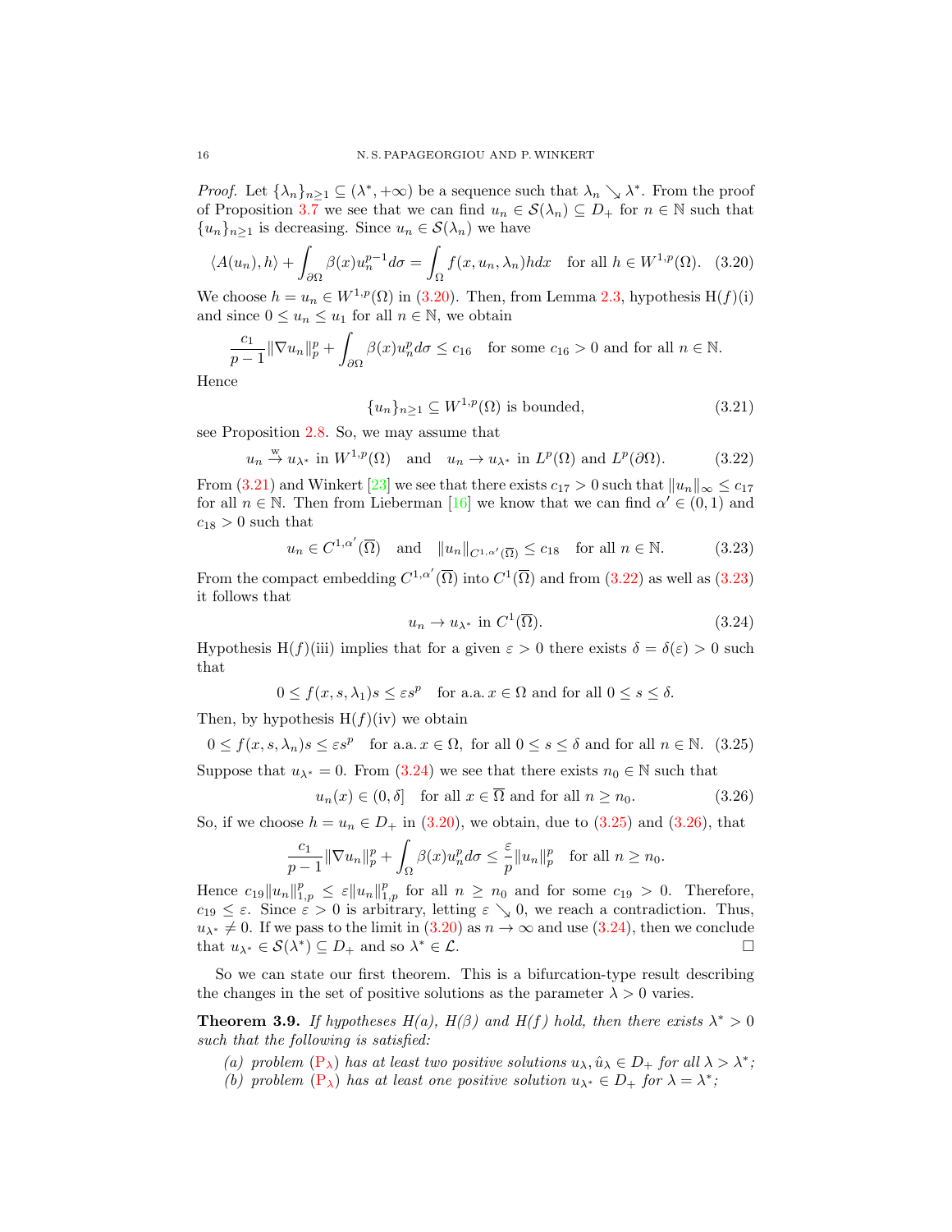*Proof.* Let $\{\lambda_n\}_{n\geq 1} \subseteq (\lambda^*, +\infty)$ be a sequence such that $\lambda_n \searrow \lambda^*$. From the proof of Proposition 3.7 we see that we can find $u_n \in \mathcal{S}(\lambda_n) \subseteq D_+$ for $n \in \mathbb{N}$ such that $\{u_n\}_{n\geq 1}$ is decreasing. Since $u_n \in \mathcal{S}(\lambda_n)$ we have

$$\langle A(u_n), h\rangle + \int_{\partial\Omega} \beta(x) u_n^{p-1} d\sigma = \int_\Omega f(x, u_n, \lambda_n) h dx \quad \text{for all } h \in W^{1,p}(\Omega). \tag{3.20}$$

We choose $h = u_n \in W^{1,p}(\Omega)$ in (3.20). Then, from Lemma 2.3, hypothesis H$(f)$(i) and since $0 \leq u_n \leq u_1$ for all $n \in \mathbb{N}$, we obtain

$$\frac{c_1}{p-1}\|\nabla u_n\|_p^p + \int_{\partial\Omega} \beta(x) u_n^p d\sigma \leq c_{16} \quad \text{for some } c_{16} > 0 \text{ and for all } n \in \mathbb{N}.$$

Hence

$$\{u_n\}_{n\geq 1} \subseteq W^{1,p}(\Omega) \text{ is bounded,} \tag{3.21}$$

see Proposition 2.8. So, we may assume that

$$u_n \overset{w}{\to} u_{\lambda^*} \text{ in } W^{1,p}(\Omega) \quad \text{and} \quad u_n \to u_{\lambda^*} \text{ in } L^p(\Omega) \text{ and } L^p(\partial\Omega). \tag{3.22}$$

From (3.21) and Winkert [23] we see that there exists $c_{17} > 0$ such that $\|u_n\|_\infty \leq c_{17}$ for all $n \in \mathbb{N}$. Then from Lieberman [16] we know that we can find $\alpha' \in (0,1)$ and $c_{18} > 0$ such that

$$u_n \in C^{1,\alpha'}(\overline{\Omega}) \quad \text{and} \quad \|u_n\|_{C^{1,\alpha'}(\overline{\Omega})} \leq c_{18} \quad \text{for all } n \in \mathbb{N}. \tag{3.23}$$

From the compact embedding $C^{1,\alpha'}(\overline{\Omega})$ into $C^1(\overline{\Omega})$ and from (3.22) as well as (3.23) it follows that

$$u_n \to u_{\lambda^*} \text{ in } C^1(\overline{\Omega}). \tag{3.24}$$

Hypothesis H$(f)$(iii) implies that for a given $\varepsilon > 0$ there exists $\delta = \delta(\varepsilon) > 0$ such that

$$0 \leq f(x, s, \lambda_1)s \leq \varepsilon s^p \quad \text{for a.a. } x \in \Omega \text{ and for all } 0 \leq s \leq \delta.$$

Then, by hypothesis H$(f)$(iv) we obtain

$$0 \leq f(x, s, \lambda_n)s \leq \varepsilon s^p \quad \text{for a.a. } x \in \Omega, \text{ for all } 0 \leq s \leq \delta \text{ and for all } n \in \mathbb{N}. \tag{3.25}$$

Suppose that $u_{\lambda^*} = 0$. From (3.24) we see that there exists $n_0 \in \mathbb{N}$ such that

$$u_n(x) \in (0, \delta] \quad \text{for all } x \in \overline{\Omega} \text{ and for all } n \geq n_0. \tag{3.26}$$

So, if we choose $h = u_n \in D_+$ in (3.20), we obtain, due to (3.25) and (3.26), that

$$\frac{c_1}{p-1}\|\nabla u_n\|_p^p + \int_\Omega \beta(x) u_n^p d\sigma \leq \frac{\varepsilon}{p}\|u_n\|_p^p \quad \text{for all } n \geq n_0.$$

Hence $c_{19}\|u_n\|_{1,p}^p \leq \varepsilon \|u_n\|_{1,p}^p$ for all $n \geq n_0$ and for some $c_{19} > 0$. Therefore, $c_{19} \leq \varepsilon$. Since $\varepsilon > 0$ is arbitrary, letting $\varepsilon \searrow 0$, we reach a contradiction. Thus, $u_{\lambda^*} \neq 0$. If we pass to the limit in (3.20) as $n \to \infty$ and use (3.24), then we conclude that $u_{\lambda^*} \in \mathcal{S}(\lambda^*) \subseteq D_+$ and so $\lambda^* \in \mathcal{L}$. $\square$

So we can state our first theorem. This is a bifurcation-type result describing the changes in the set of positive solutions as the parameter $\lambda > 0$ varies.

**Theorem 3.9.** *If hypotheses H(a), H($\beta$) and H($f$) hold, then there exists $\lambda^* > 0$ such that the following is satisfied:*

*(a) problem* (P$_\lambda$) *has at least two positive solutions $u_\lambda, \hat{u}_\lambda \in D_+$ for all $\lambda > \lambda^*$;*
*(b) problem* (P$_\lambda$) *has at least one positive solution $u_{\lambda^*} \in D_+$ for $\lambda = \lambda^*$;*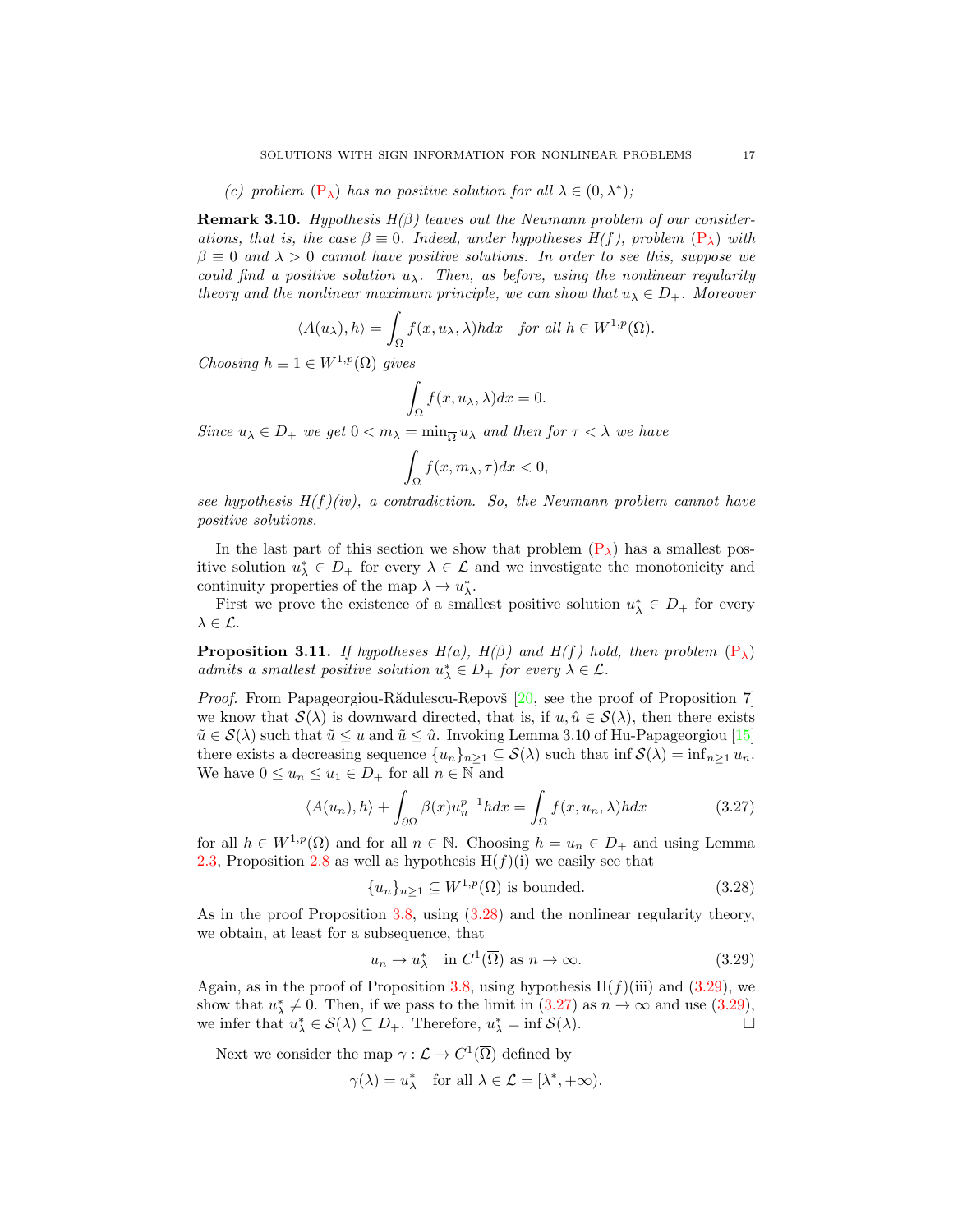*(c) problem* ($\mathrm{P}_\lambda$) *has no positive solution for all* $\lambda \in (0, \lambda^*)$*;*

**Remark 3.10.** *Hypothesis* $H(\beta)$ *leaves out the Neumann problem of our considerations, that is, the case* $\beta \equiv 0$*. Indeed, under hypotheses* $H(f)$*, problem* ($\mathrm{P}_\lambda$) *with* $\beta \equiv 0$ *and* $\lambda > 0$ *cannot have positive solutions. In order to see this, suppose we could find a positive solution* $u_\lambda$*. Then, as before, using the nonlinear regularity theory and the nonlinear maximum principle, we can show that* $u_\lambda \in D_+$*. Moreover*

$$\langle A(u_\lambda), h\rangle = \int_\Omega f(x, u_\lambda, \lambda) h dx \quad \text{for all } h \in W^{1,p}(\Omega).$$

*Choosing* $h \equiv 1 \in W^{1,p}(\Omega)$ *gives*

$$\int_\Omega f(x, u_\lambda, \lambda) dx = 0.$$

*Since* $u_\lambda \in D_+$ *we get* $0 < m_\lambda = \min_{\overline{\Omega}} u_\lambda$ *and then for* $\tau < \lambda$ *we have*

$$\int_\Omega f(x, m_\lambda, \tau) dx < 0,$$

*see hypothesis H(f)(iv), a contradiction. So, the Neumann problem cannot have positive solutions.*

In the last part of this section we show that problem ($\mathrm{P}_\lambda$) has a smallest positive solution $u_\lambda^* \in D_+$ for every $\lambda \in \mathcal{L}$ and we investigate the monotonicity and continuity properties of the map $\lambda \to u_\lambda^*$.

First we prove the existence of a smallest positive solution $u_\lambda^* \in D_+$ for every $\lambda \in \mathcal{L}$.

**Proposition 3.11.** *If hypotheses H(a), H(β) and H(f) hold, then problem* ($\mathrm{P}_\lambda$) *admits a smallest positive solution* $u_\lambda^* \in D_+$ *for every* $\lambda \in \mathcal{L}$*.*

*Proof.* From Papageorgiou-Rădulescu-Repovš [20, see the proof of Proposition 7] we know that $\mathcal{S}(\lambda)$ is downward directed, that is, if $u, \hat{u} \in \mathcal{S}(\lambda)$, then there exists $\tilde{u} \in \mathcal{S}(\lambda)$ such that $\tilde{u} \le u$ and $\tilde{u} \le \hat{u}$. Invoking Lemma 3.10 of Hu-Papageorgiou [15] there exists a decreasing sequence $\{u_n\}_{n\ge1} \subseteq \mathcal{S}(\lambda)$ such that $\inf \mathcal{S}(\lambda) = \inf_{n\ge1} u_n$. We have $0 \le u_n \le u_1 \in D_+$ for all $n \in \mathbb{N}$ and

$$\langle A(u_n), h\rangle + \int_{\partial\Omega} \beta(x) u_n^{p-1} h dx = \int_\Omega f(x, u_n, \lambda) h dx \tag{3.27}$$

for all $h \in W^{1,p}(\Omega)$ and for all $n \in \mathbb{N}$. Choosing $h = u_n \in D_+$ and using Lemma 2.3, Proposition 2.8 as well as hypothesis H$(f)$(i) we easily see that

$$\{u_n\}_{n\ge1} \subseteq W^{1,p}(\Omega) \text{ is bounded.} \tag{3.28}$$

As in the proof Proposition 3.8, using (3.28) and the nonlinear regularity theory, we obtain, at least for a subsequence, that

$$u_n \to u_\lambda^* \quad \text{in } C^1(\overline{\Omega}) \text{ as } n \to \infty. \tag{3.29}$$

Again, as in the proof of Proposition 3.8, using hypothesis H$(f)$(iii) and (3.29), we show that $u_\lambda^* \ne 0$. Then, if we pass to the limit in (3.27) as $n \to \infty$ and use (3.29), we infer that $u_\lambda^* \in \mathcal{S}(\lambda) \subseteq D_+$. Therefore, $u_\lambda^* = \inf \mathcal{S}(\lambda)$. ◻

Next we consider the map $\gamma : \mathcal{L} \to C^1(\overline{\Omega})$ defined by

$$\gamma(\lambda) = u_\lambda^* \quad \text{for all } \lambda \in \mathcal{L} = [\lambda^*, +\infty).$$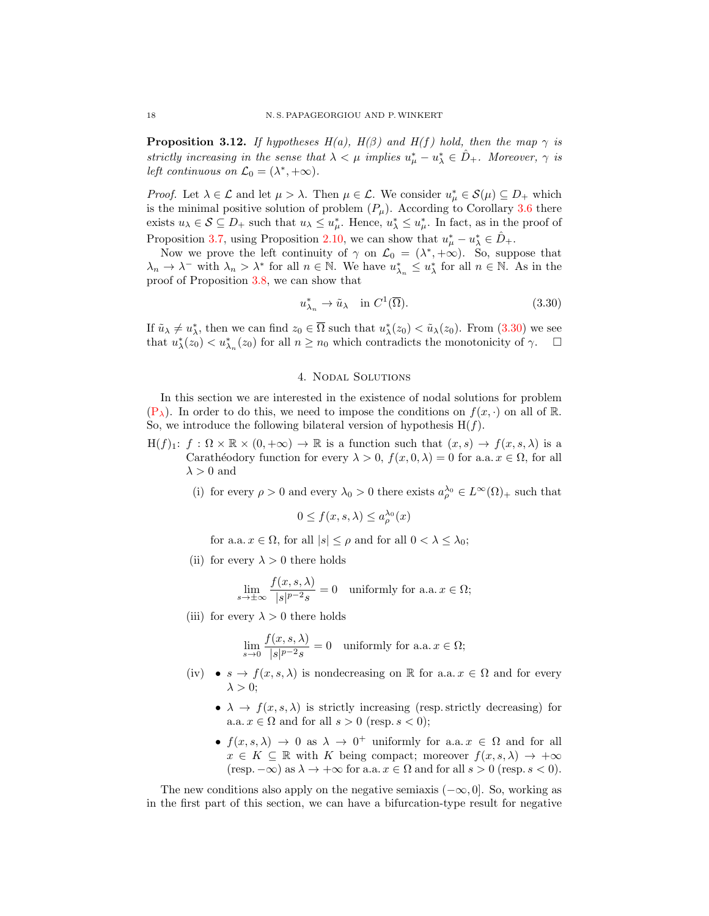**Proposition 3.12.** *If hypotheses H(a), H(β) and H(f) hold, then the map $\gamma$ is strictly increasing in the sense that $\lambda < \mu$ implies $u_\mu^* - u_\lambda^* \in \hat{D}_+$. Moreover, $\gamma$ is left continuous on $\mathcal{L}_0 = (\lambda^*, +\infty)$.*

*Proof.* Let $\lambda \in \mathcal{L}$ and let $\mu > \lambda$. Then $\mu \in \mathcal{L}$. We consider $u_\mu^* \in \mathcal{S}(\mu) \subseteq D_+$ which is the minimal positive solution of problem $(P_\mu)$. According to Corollary 3.6 there exists $u_\lambda \in \mathcal{S} \subseteq D_+$ such that $u_\lambda \leq u_\mu^*$. Hence, $u_\lambda^* \leq u_\mu^*$. In fact, as in the proof of Proposition 3.7, using Proposition 2.10, we can show that $u_\mu^* - u_\lambda^* \in \hat{D}_+$.

Now we prove the left continuity of $\gamma$ on $\mathcal{L}_0 = (\lambda^*, +\infty)$. So, suppose that $\lambda_n \to \lambda^-$ with $\lambda_n > \lambda^*$ for all $n \in \mathbb{N}$. We have $u_{\lambda_n}^* \leq u_\lambda^*$ for all $n \in \mathbb{N}$. As in the proof of Proposition 3.8, we can show that

$$u_{\lambda_n}^* \to \tilde{u}_\lambda \quad \text{in } C^1(\overline{\Omega}). \tag{3.30}$$

If $\tilde{u}_\lambda \neq u_\lambda^*$, then we can find $z_0 \in \overline{\Omega}$ such that $u_\lambda^*(z_0) < \tilde{u}_\lambda(z_0)$. From (3.30) we see that $u_\lambda^*(z_0) < u_{\lambda_n}^*(z_0)$ for all $n \geq n_0$ which contradicts the monotonicity of $\gamma$. ◻

## 4. Nodal Solutions

In this section we are interested in the existence of nodal solutions for problem $(P_\lambda)$. In order to do this, we need to impose the conditions on $f(x,\cdot)$ on all of $\mathbb{R}$. So, we introduce the following bilateral version of hypothesis H$(f)$.

H$(f)_1$: $f : \Omega \times \mathbb{R} \times (0,+\infty) \to \mathbb{R}$ is a function such that $(x,s) \to f(x,s,\lambda)$ is a Carathéodory function for every $\lambda > 0$, $f(x,0,\lambda) = 0$ for a.a. $x \in \Omega$, for all $\lambda > 0$ and

(i) for every $\rho > 0$ and every $\lambda_0 > 0$ there exists $a_\rho^{\lambda_0} \in L^\infty(\Omega)_+$ such that

$$0 \leq f(x,s,\lambda) \leq a_\rho^{\lambda_0}(x)$$

for a.a. $x \in \Omega$, for all $|s| \leq \rho$ and for all $0 < \lambda \leq \lambda_0$;

(ii) for every $\lambda > 0$ there holds

$$\lim_{s \to \pm\infty} \frac{f(x,s,\lambda)}{|s|^{p-2}s} = 0 \quad \text{uniformly for a.a. } x \in \Omega;$$

(iii) for every $\lambda > 0$ there holds

$$\lim_{s \to 0} \frac{f(x,s,\lambda)}{|s|^{p-2}s} = 0 \quad \text{uniformly for a.a. } x \in \Omega;$$

(iv)
- $s \to f(x,s,\lambda)$ is nondecreasing on $\mathbb{R}$ for a.a. $x \in \Omega$ and for every $\lambda > 0$;
- $\lambda \to f(x,s,\lambda)$ is strictly increasing (resp. strictly decreasing) for a.a. $x \in \Omega$ and for all $s > 0$ (resp. $s < 0$);
- $f(x,s,\lambda) \to 0$ as $\lambda \to 0^+$ uniformly for a.a. $x \in \Omega$ and for all $x \in K \subseteq \mathbb{R}$ with $K$ being compact; moreover $f(x,s,\lambda) \to +\infty$ (resp. $-\infty$) as $\lambda \to +\infty$ for a.a. $x \in \Omega$ and for all $s > 0$ (resp. $s < 0$).

The new conditions also apply on the negative semiaxis $(-\infty, 0]$. So, working as in the first part of this section, we can have a bifurcation-type result for negative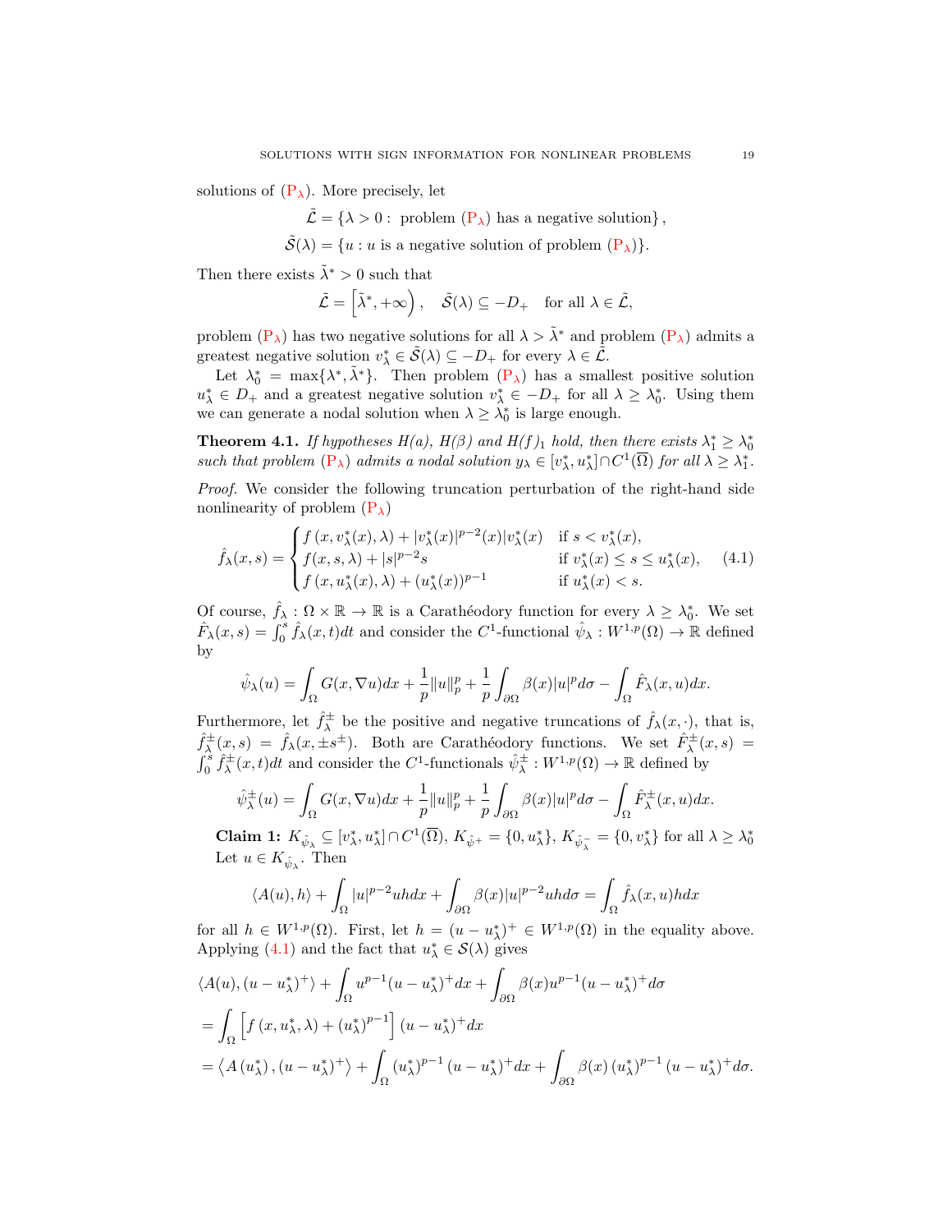solutions of (P$_\lambda$). More precisely, let

$$\tilde{\mathcal{L}} = \{\lambda > 0 : \text{ problem (P}_\lambda\text{) has a negative solution}\},$$
$$\tilde{\mathcal{S}}(\lambda) = \{u : u \text{ is a negative solution of problem (P}_\lambda\text{)}\}.$$

Then there exists $\tilde{\lambda}^* > 0$ such that

$$\tilde{\mathcal{L}} = \left[\tilde{\lambda}^*, +\infty\right), \quad \tilde{\mathcal{S}}(\lambda) \subseteq -D_+ \quad \text{for all } \lambda \in \tilde{\mathcal{L}},$$

problem (P$_\lambda$) has two negative solutions for all $\lambda > \tilde{\lambda}^*$ and problem (P$_\lambda$) admits a greatest negative solution $v_\lambda^* \in \tilde{\mathcal{S}}(\lambda) \subseteq -D_+$ for every $\lambda \in \tilde{\mathcal{L}}$.

Let $\lambda_0^* = \max\{\lambda^*, \tilde{\lambda}^*\}$. Then problem (P$_\lambda$) has a smallest positive solution $u_\lambda^* \in D_+$ and a greatest negative solution $v_\lambda^* \in -D_+$ for all $\lambda \geq \lambda_0^*$. Using them we can generate a nodal solution when $\lambda \geq \lambda_0^*$ is large enough.

**Theorem 4.1.** *If hypotheses H(a), H($\beta$) and H(f)$_1$ hold, then there exists $\lambda_1^* \geq \lambda_0^*$ such that problem (P$_\lambda$) admits a nodal solution $y_\lambda \in [v_\lambda^*, u_\lambda^*] \cap C^1(\overline{\Omega})$ for all $\lambda \geq \lambda_1^*$.*

*Proof.* We consider the following truncation perturbation of the right-hand side nonlinearity of problem (P$_\lambda$)

$$\hat{f}_\lambda(x,s) = \begin{cases} f\left(x, v_\lambda^*(x), \lambda\right) + |v_\lambda^*(x)|^{p-2}(x)|v_\lambda^*(x) & \text{if } s < v_\lambda^*(x), \\ f(x,s,\lambda) + |s|^{p-2}s & \text{if } v_\lambda^*(x) \leq s \leq u_\lambda^*(x), \\ f\left(x, u_\lambda^*(x), \lambda\right) + (u_\lambda^*(x))^{p-1} & \text{if } u_\lambda^*(x) < s. \end{cases} \tag{4.1}$$

Of course, $\hat{f}_\lambda : \Omega \times \mathbb{R} \to \mathbb{R}$ is a Carathéodory function for every $\lambda \geq \lambda_0^*$. We set $\hat{F}_\lambda(x,s) = \int_0^s \hat{f}_\lambda(x,t)dt$ and consider the $C^1$-functional $\hat{\psi}_\lambda : W^{1,p}(\Omega) \to \mathbb{R}$ defined by

$$\hat{\psi}_\lambda(u) = \int_\Omega G(x, \nabla u)dx + \frac{1}{p}\|u\|_p^p + \frac{1}{p}\int_{\partial\Omega} \beta(x)|u|^p d\sigma - \int_\Omega \hat{F}_\lambda(x,u)dx.$$

Furthermore, let $\hat{f}_\lambda^\pm$ be the positive and negative truncations of $\hat{f}_\lambda(x,\cdot)$, that is, $\hat{f}_\lambda^\pm(x,s) = \hat{f}_\lambda(x, \pm s^\pm)$. Both are Carathéodory functions. We set $\hat{F}_\lambda^\pm(x,s) = \int_0^s \hat{f}_\lambda^\pm(x,t)dt$ and consider the $C^1$-functionals $\hat{\psi}_\lambda^\pm : W^{1,p}(\Omega) \to \mathbb{R}$ defined by

$$\hat{\psi}_\lambda^\pm(u) = \int_\Omega G(x, \nabla u)dx + \frac{1}{p}\|u\|_p^p + \frac{1}{p}\int_{\partial\Omega} \beta(x)|u|^p d\sigma - \int_\Omega \hat{F}_\lambda^\pm(x,u)dx.$$

**Claim 1:** $K_{\hat{\psi}_\lambda} \subseteq [v_\lambda^*, u_\lambda^*] \cap C^1(\overline{\Omega})$, $K_{\hat{\psi}^+} = \{0, u_\lambda^*\}$, $K_{\hat{\psi}_\lambda^-} = \{0, v_\lambda^*\}$ for all $\lambda \geq \lambda_0^*$

Let $u \in K_{\hat{\psi}_\lambda}$. Then

$$\langle A(u), h\rangle + \int_\Omega |u|^{p-2}uhdx + \int_{\partial\Omega} \beta(x)|u|^{p-2}uhd\sigma = \int_\Omega \hat{f}_\lambda(x,u)hdx$$

for all $h \in W^{1,p}(\Omega)$. First, let $h = (u - u_\lambda^*)^+ \in W^{1,p}(\Omega)$ in the equality above. Applying (4.1) and the fact that $u_\lambda^* \in \mathcal{S}(\lambda)$ gives

$$\begin{aligned}
&\langle A(u), (u - u_\lambda^*)^+\rangle + \int_\Omega u^{p-1}(u - u_\lambda^*)^+ dx + \int_{\partial\Omega} \beta(x)u^{p-1}(u - u_\lambda^*)^+ d\sigma \\
&= \int_\Omega \left[f\left(x, u_\lambda^*, \lambda\right) + (u_\lambda^*)^{p-1}\right](u - u_\lambda^*)^+ dx \\
&= \left\langle A\left(u_\lambda^*\right), (u - u_\lambda^*)^+\right\rangle + \int_\Omega \left(u_\lambda^*\right)^{p-1}(u - u_\lambda^*)^+ dx + \int_{\partial\Omega} \beta(x)\left(u_\lambda^*\right)^{p-1}(u - u_\lambda^*)^+ d\sigma.
\end{aligned}$$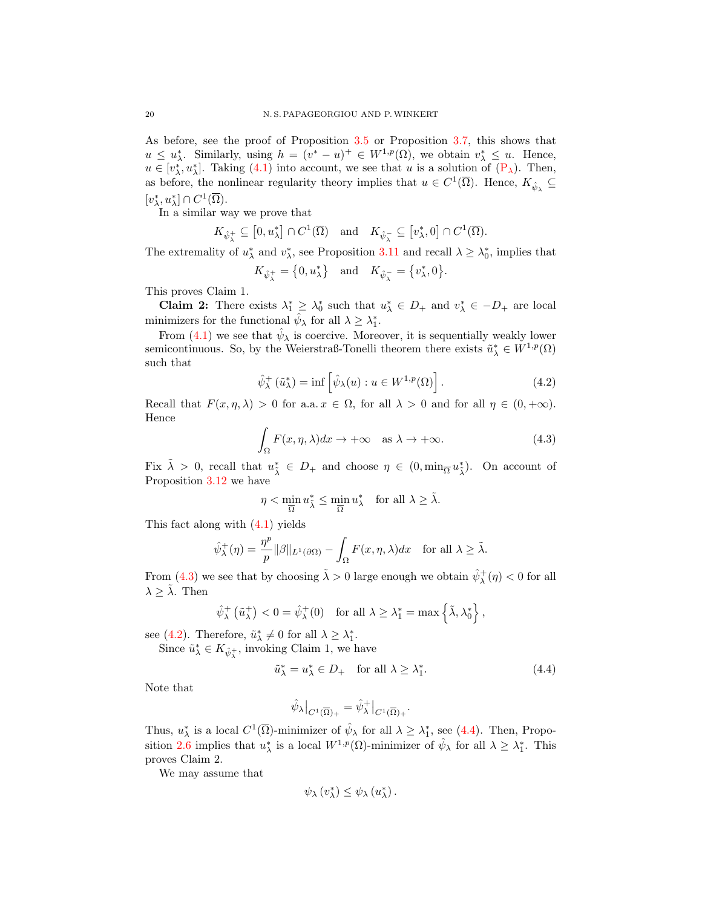As before, see the proof of Proposition 3.5 or Proposition 3.7, this shows that $u \le u_\lambda^*$. Similarly, using $h = (v^* - u)^+ \in W^{1,p}(\Omega)$, we obtain $v_\lambda^* \le u$. Hence, $u \in [v_\lambda^*, u_\lambda^*]$. Taking (4.1) into account, we see that $u$ is a solution of ($\text{P}_\lambda$). Then, as before, the nonlinear regularity theory implies that $u \in C^1(\overline{\Omega})$. Hence, $K_{\hat{\psi}_\lambda} \subseteq [v_\lambda^*, u_\lambda^*] \cap C^1(\overline{\Omega})$.

In a similar way we prove that

$$K_{\hat{\psi}_\lambda^+} \subseteq \left[0, u_\lambda^*\right] \cap C^1(\overline{\Omega}) \quad \text{and} \quad K_{\hat{\psi}_\lambda^-} \subseteq \left[v_\lambda^*, 0\right] \cap C^1(\overline{\Omega}).$$

The extremality of $u_\lambda^*$ and $v_\lambda^*$, see Proposition 3.11 and recall $\lambda \ge \lambda_0^*$, implies that

$$K_{\hat{\psi}_\lambda^+} = \left\{0, u_\lambda^*\right\} \quad \text{and} \quad K_{\hat{\psi}_\lambda^-} = \left\{v_\lambda^*, 0\right\}.$$

This proves Claim 1.

**Claim 2:** There exists $\lambda_1^* \ge \lambda_0^*$ such that $u_\lambda^* \in D_+$ and $v_\lambda^* \in -D_+$ are local minimizers for the functional $\hat{\psi}_\lambda$ for all $\lambda \ge \lambda_1^*$.

From (4.1) we see that $\hat{\psi}_\lambda$ is coercive. Moreover, it is sequentially weakly lower semicontinuous. So, by the Weierstraß-Tonelli theorem there exists $\tilde{u}_\lambda^* \in W^{1,p}(\Omega)$ such that

$$\hat{\psi}_\lambda^+\left(\tilde{u}_\lambda^*\right) = \inf\left[\hat{\psi}_\lambda(u) : u \in W^{1,p}(\Omega)\right]. \tag{4.2}$$

Recall that $F(x,\eta,\lambda) > 0$ for a.a. $x \in \Omega$, for all $\lambda > 0$ and for all $\eta \in (0,+\infty)$. Hence

$$\int_\Omega F(x,\eta,\lambda)dx \to +\infty \quad \text{as } \lambda \to +\infty. \tag{4.3}$$

Fix $\tilde{\lambda} > 0$, recall that $u_{\tilde{\lambda}}^* \in D_+$ and choose $\eta \in (0, \min_{\overline{\Omega}} u_{\tilde{\lambda}}^*)$. On account of Proposition 3.12 we have

$$\eta < \min_{\overline{\Omega}} u_{\tilde{\lambda}}^* \le \min_{\overline{\Omega}} u_\lambda^* \quad \text{for all } \lambda \ge \tilde{\lambda}.$$

This fact along with (4.1) yields

$$\hat{\psi}_\lambda^+(\eta) = \frac{\eta^p}{p}\|\beta\|_{L^1(\partial\Omega)} - \int_\Omega F(x,\eta,\lambda)dx \quad \text{for all } \lambda \ge \tilde{\lambda}.$$

From (4.3) we see that by choosing $\tilde{\lambda} > 0$ large enough we obtain $\hat{\psi}_\lambda^+(\eta) < 0$ for all $\lambda \ge \tilde{\lambda}$. Then

$$\hat{\psi}_\lambda^+\left(\tilde{u}_\lambda^+\right) < 0 = \hat{\psi}_\lambda^+(0) \quad \text{for all } \lambda \ge \lambda_1^* = \max\left\{\tilde{\lambda}, \lambda_0^*\right\},$$

see (4.2). Therefore, $\tilde{u}_\lambda^* \neq 0$ for all $\lambda \ge \lambda_1^*$.

Since $\tilde{u}_\lambda^* \in K_{\hat{\psi}_\lambda^+}$, invoking Claim 1, we have

$$\tilde{u}_\lambda^* = u_\lambda^* \in D_+ \quad \text{for all } \lambda \ge \lambda_1^*. \tag{4.4}$$

Note that

$$\hat{\psi}_\lambda\big|_{C^1(\overline{\Omega})_+} = \hat{\psi}_\lambda^+\big|_{C^1(\overline{\Omega})_+}.$$

Thus, $u_\lambda^*$ is a local $C^1(\overline{\Omega})$-minimizer of $\hat{\psi}_\lambda$ for all $\lambda \ge \lambda_1^*$, see (4.4). Then, Proposition 2.6 implies that $u_\lambda^*$ is a local $W^{1,p}(\Omega)$-minimizer of $\hat{\psi}_\lambda$ for all $\lambda \ge \lambda_1^*$. This proves Claim 2.

We may assume that

$$\psi_\lambda\left(v_\lambda^*\right) \le \psi_\lambda\left(u_\lambda^*\right).$$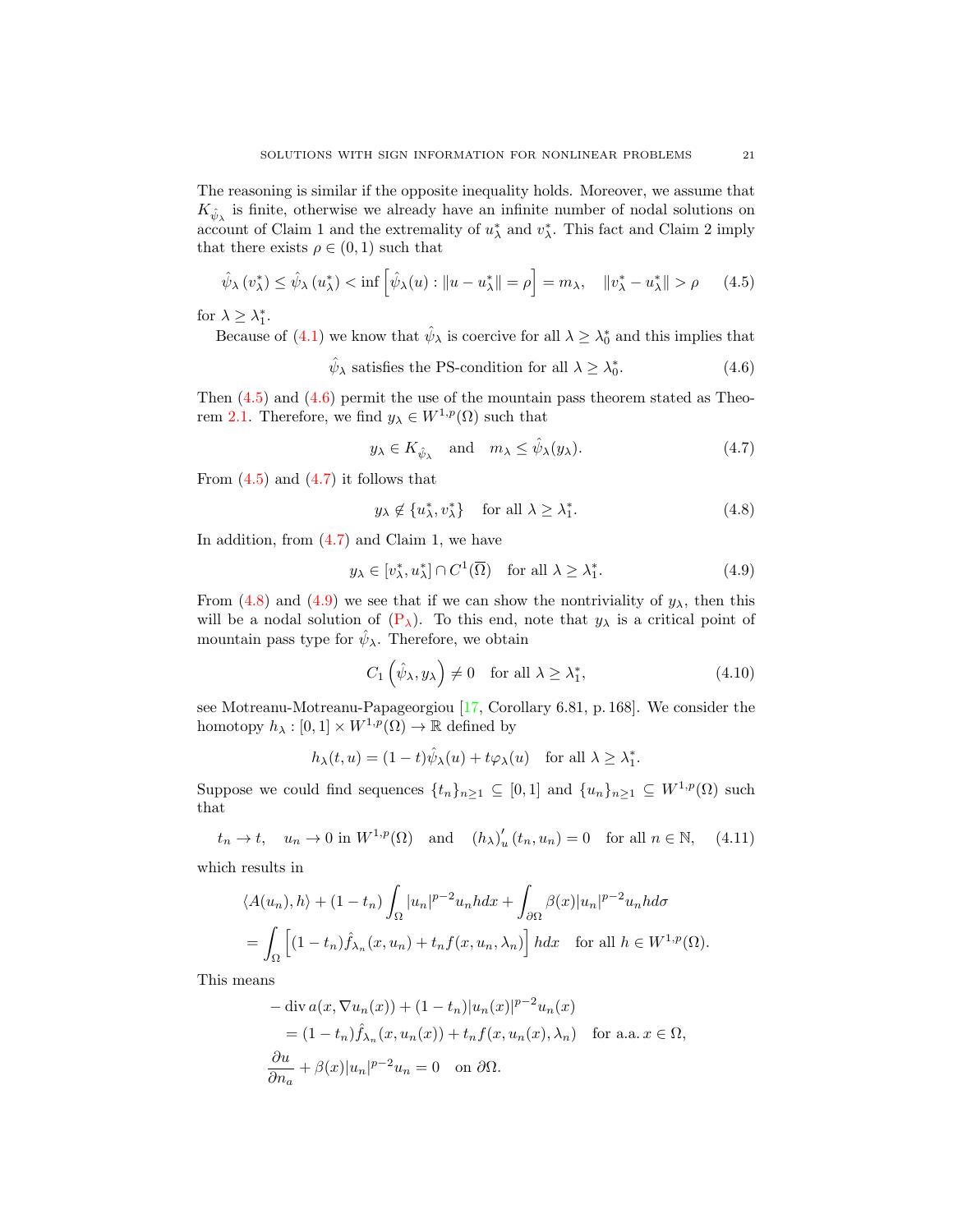The reasoning is similar if the opposite inequality holds. Moreover, we assume that $K_{\hat{\psi}_\lambda}$ is finite, otherwise we already have an infinite number of nodal solutions on account of Claim 1 and the extremality of $u_\lambda^*$ and $v_\lambda^*$. This fact and Claim 2 imply that there exists $\rho \in (0,1)$ such that

$$\hat{\psi}_\lambda(v_\lambda^*) \leq \hat{\psi}_\lambda(u_\lambda^*) < \inf\left[\hat{\psi}_\lambda(u) : \|u - u_\lambda^*\| = \rho\right] = m_\lambda, \quad \|v_\lambda^* - u_\lambda^*\| > \rho \tag{4.5}$$

for $\lambda \geq \lambda_1^*$.

Because of (4.1) we know that $\hat{\psi}_\lambda$ is coercive for all $\lambda \geq \lambda_0^*$ and this implies that

$$\hat{\psi}_\lambda \text{ satisfies the PS-condition for all } \lambda \geq \lambda_0^*. \tag{4.6}$$

Then (4.5) and (4.6) permit the use of the mountain pass theorem stated as Theorem 2.1. Therefore, we find $y_\lambda \in W^{1,p}(\Omega)$ such that

$$y_\lambda \in K_{\hat{\psi}_\lambda} \quad \text{and} \quad m_\lambda \leq \hat{\psi}_\lambda(y_\lambda). \tag{4.7}$$

From (4.5) and (4.7) it follows that

$$y_\lambda \notin \{u_\lambda^*, v_\lambda^*\} \quad \text{for all } \lambda \geq \lambda_1^*. \tag{4.8}$$

In addition, from (4.7) and Claim 1, we have

$$y_\lambda \in [v_\lambda^*, u_\lambda^*] \cap C^1(\overline{\Omega}) \quad \text{for all } \lambda \geq \lambda_1^*. \tag{4.9}$$

From (4.8) and (4.9) we see that if we can show the nontriviality of $y_\lambda$, then this will be a nodal solution of ($\mathrm{P}_\lambda$). To this end, note that $y_\lambda$ is a critical point of mountain pass type for $\hat{\psi}_\lambda$. Therefore, we obtain

$$C_1\left(\hat{\psi}_\lambda, y_\lambda\right) \neq 0 \quad \text{for all } \lambda \geq \lambda_1^*, \tag{4.10}$$

see Motreanu-Motreanu-Papageorgiou [17, Corollary 6.81, p. 168]. We consider the homotopy $h_\lambda : [0,1] \times W^{1,p}(\Omega) \to \mathbb{R}$ defined by

$$h_\lambda(t,u) = (1-t)\hat{\psi}_\lambda(u) + t\varphi_\lambda(u) \quad \text{for all } \lambda \geq \lambda_1^*.$$

Suppose we could find sequences $\{t_n\}_{n\geq 1} \subseteq [0,1]$ and $\{u_n\}_{n\geq 1} \subseteq W^{1,p}(\Omega)$ such that

$$t_n \to t, \quad u_n \to 0 \text{ in } W^{1,p}(\Omega) \quad \text{and} \quad (h_\lambda)'_u(t_n, u_n) = 0 \quad \text{for all } n \in \mathbb{N}, \tag{4.11}$$

which results in

$$\begin{aligned}
&\langle A(u_n), h\rangle + (1-t_n)\int_\Omega |u_n|^{p-2}u_n h dx + \int_{\partial\Omega} \beta(x)|u_n|^{p-2}u_n h d\sigma \\
&= \int_\Omega \left[(1-t_n)\hat{f}_{\lambda_n}(x,u_n) + t_n f(x,u_n,\lambda_n)\right] h dx \quad \text{for all } h \in W^{1,p}(\Omega).
\end{aligned}$$

This means

$$\begin{aligned}
&-\operatorname{div} a(x,\nabla u_n(x)) + (1-t_n)|u_n(x)|^{p-2}u_n(x) \\
&\quad = (1-t_n)\hat{f}_{\lambda_n}(x,u_n(x)) + t_n f(x,u_n(x),\lambda_n) \quad \text{for a.a. } x \in \Omega, \\
&\frac{\partial u}{\partial n_a} + \beta(x)|u_n|^{p-2}u_n = 0 \quad \text{on } \partial\Omega.
\end{aligned}$$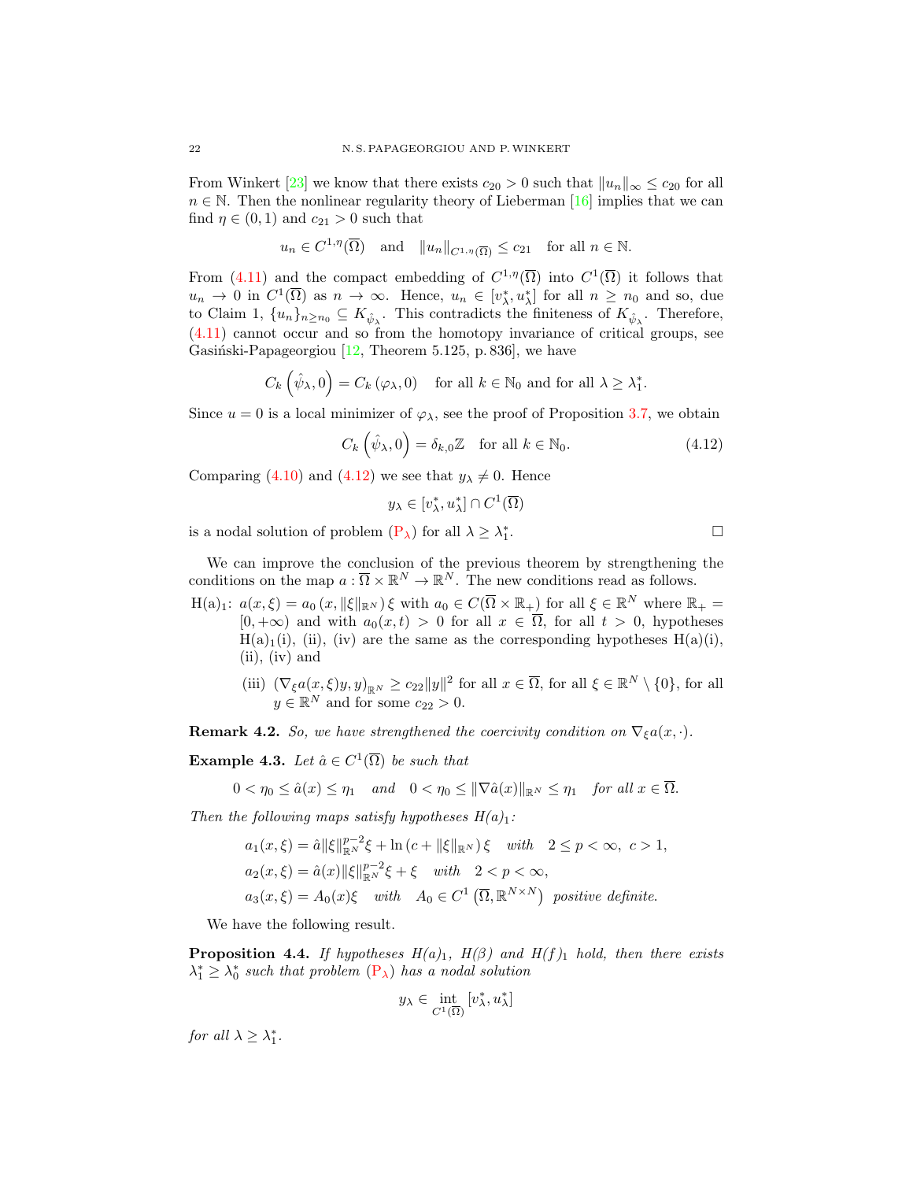From Winkert [23] we know that there exists $c_{20} > 0$ such that $\|u_n\|_\infty \le c_{20}$ for all $n \in \mathbb{N}$. Then the nonlinear regularity theory of Lieberman [16] implies that we can find $\eta \in (0,1)$ and $c_{21} > 0$ such that

$$u_n \in C^{1,\eta}(\overline{\Omega}) \quad \text{and} \quad \|u_n\|_{C^{1,\eta}(\overline{\Omega})} \le c_{21} \quad \text{for all } n \in \mathbb{N}.$$

From (4.11) and the compact embedding of $C^{1,\eta}(\overline{\Omega})$ into $C^1(\overline{\Omega})$ it follows that $u_n \to 0$ in $C^1(\overline{\Omega})$ as $n \to \infty$. Hence, $u_n \in [v_\lambda^*, u_\lambda^*]$ for all $n \ge n_0$ and so, due to Claim 1, $\{u_n\}_{n \ge n_0} \subseteq K_{\hat{\psi}_\lambda}$. This contradicts the finiteness of $K_{\hat{\psi}_\lambda}$. Therefore, (4.11) cannot occur and so from the homotopy invariance of critical groups, see Gasiński-Papageorgiou [12, Theorem 5.125, p. 836], we have

$$C_k\left(\hat{\psi}_\lambda, 0\right) = C_k\left(\varphi_\lambda, 0\right) \quad \text{for all } k \in \mathbb{N}_0 \text{ and for all } \lambda \ge \lambda_1^*.$$

Since $u = 0$ is a local minimizer of $\varphi_\lambda$, see the proof of Proposition 3.7, we obtain

$$C_k\left(\hat{\psi}_\lambda, 0\right) = \delta_{k,0}\mathbb{Z} \quad \text{for all } k \in \mathbb{N}_0. \tag{4.12}$$

Comparing (4.10) and (4.12) we see that $y_\lambda \neq 0$. Hence

$$y_\lambda \in [v_\lambda^*, u_\lambda^*] \cap C^1(\overline{\Omega})$$

is a nodal solution of problem (P$_\lambda$) for all $\lambda \ge \lambda_1^*$. □

We can improve the conclusion of the previous theorem by strengthening the conditions on the map $a : \overline{\Omega} \times \mathbb{R}^N \to \mathbb{R}^N$. The new conditions read as follows.

H(a)$_1$: $a(x,\xi) = a_0\left(x, \|\xi\|_{\mathbb{R}^N}\right)\xi$ with $a_0 \in C(\overline{\Omega} \times \mathbb{R}_+)$ for all $\xi \in \mathbb{R}^N$ where $\mathbb{R}_+ = [0, +\infty)$ and with $a_0(x,t) > 0$ for all $x \in \overline{\Omega}$, for all $t > 0$, hypotheses H(a)$_1$(i), (ii), (iv) are the same as the corresponding hypotheses H(a)(i), (ii), (iv) and

(iii) $\left(\nabla_\xi a(x,\xi)y, y\right)_{\mathbb{R}^N} \ge c_{22}\|y\|^2$ for all $x \in \overline{\Omega}$, for all $\xi \in \mathbb{R}^N \setminus \{0\}$, for all $y \in \mathbb{R}^N$ and for some $c_{22} > 0$.

**Remark 4.2.** *So, we have strengthened the coercivity condition on $\nabla_\xi a(x,\cdot)$.*

**Example 4.3.** *Let $\hat{a} \in C^1(\overline{\Omega})$ be such that*

$$0 < \eta_0 \le \hat{a}(x) \le \eta_1 \quad \textit{and} \quad 0 < \eta_0 \le \|\nabla \hat{a}(x)\|_{\mathbb{R}^N} \le \eta_1 \quad \textit{for all } x \in \overline{\Omega}.$$

*Then the following maps satisfy hypotheses $H(a)_1$:*

$$a_1(x,\xi) = \hat{a}\|\xi\|_{\mathbb{R}^N}^{p-2}\xi + \ln\left(c + \|\xi\|_{\mathbb{R}^N}\right)\xi \quad \textit{with} \quad 2 \le p < \infty,\ c > 1,$$

$$a_2(x,\xi) = \hat{a}(x)\|\xi\|_{\mathbb{R}^N}^{p-2}\xi + \xi \quad \textit{with} \quad 2 < p < \infty,$$

$$a_3(x,\xi) = A_0(x)\xi \quad \textit{with} \quad A_0 \in C^1\left(\overline{\Omega}, \mathbb{R}^{N\times N}\right) \textit{ positive definite.}$$

We have the following result.

**Proposition 4.4.** *If hypotheses $H(a)_1$, $H(\beta)$ and $H(f)_1$ hold, then there exists $\lambda_1^* \ge \lambda_0^*$ such that problem (P$_\lambda$) has a nodal solution*

$$y_\lambda \in \operatorname*{int}_{C^1(\overline{\Omega})} [v_\lambda^*, u_\lambda^*]$$

*for all $\lambda \ge \lambda_1^*$.*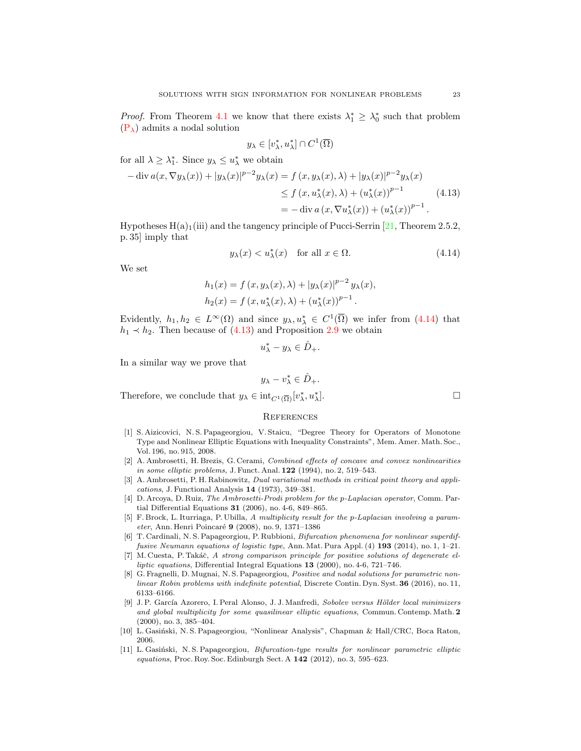*Proof.* From Theorem 4.1 we know that there exists $\lambda_1^* \geq \lambda_0^*$ such that problem $(\mathrm{P}_\lambda)$ admits a nodal solution

$$y_\lambda \in [v_\lambda^*, u_\lambda^*] \cap C^1(\overline{\Omega})$$

for all $\lambda \geq \lambda_1^*$. Since $y_\lambda \leq u_\lambda^*$ we obtain

$$\begin{aligned}
-\operatorname{div} a(x, \nabla y_\lambda(x)) + |y_\lambda(x)|^{p-2} y_\lambda(x) &= f\left(x, y_\lambda(x), \lambda\right) + |y_\lambda(x)|^{p-2} y_\lambda(x) \\
&\leq f\left(x, u_\lambda^*(x), \lambda\right) + \left(u_\lambda^*(x)\right)^{p-1} \\
&= -\operatorname{div} a\left(x, \nabla u_\lambda^*(x)\right) + \left(u_\lambda^*(x)\right)^{p-1}.
\end{aligned} \tag{4.13}$$

Hypotheses $\mathrm{H(a)_1(iii)}$ and the tangency principle of Pucci-Serrin [21, Theorem 2.5.2, p. 35] imply that

$$y_\lambda(x) < u_\lambda^*(x) \quad \text{for all } x \in \Omega. \tag{4.14}$$

We set

$$\begin{aligned}
h_1(x) &= f\left(x, y_\lambda(x), \lambda\right) + |y_\lambda(x)|^{p-2} y_\lambda(x), \\
h_2(x) &= f\left(x, u_\lambda^*(x), \lambda\right) + \left(u_\lambda^*(x)\right)^{p-1}.
\end{aligned}$$

Evidently, $h_1, h_2 \in L^\infty(\Omega)$ and since $y_\lambda, u_\lambda^* \in C^1(\overline{\Omega})$ we infer from (4.14) that $h_1 \prec h_2$. Then because of (4.13) and Proposition 2.9 we obtain

$$u_\lambda^* - y_\lambda \in \hat{D}_+.$$

In a similar way we prove that

$$y_\lambda - v_\lambda^* \in \hat{D}_+.$$

Therefore, we conclude that $y_\lambda \in \operatorname{int}_{C^1(\overline{\Omega})}[v_\lambda^*, u_\lambda^*]$. □

## References

[1] S. Aizicovici, N. S. Papageorgiou, V. Staicu, "Degree Theory for Operators of Monotone Type and Nonlinear Elliptic Equations with Inequality Constraints", Mem. Amer. Math. Soc., Vol. 196, no. 915, 2008.

[2] A. Ambrosetti, H. Brezis, G. Cerami, *Combined effects of concave and convex nonlinearities in some elliptic problems*, J. Funct. Anal. **122** (1994), no. 2, 519–543.

[3] A. Ambrosetti, P. H. Rabinowitz, *Dual variational methods in critical point theory and applications*, J. Functional Analysis **14** (1973), 349–381.

[4] D. Arcoya, D. Ruiz, *The Ambrosetti-Prodi problem for the p-Laplacian operator*, Comm. Partial Differential Equations **31** (2006), no. 4-6, 849–865.

[5] F. Brock, L. Iturriaga, P. Ubilla, *A multiplicity result for the p-Laplacian involving a parameter*, Ann. Henri Poincaré **9** (2008), no. 9, 1371–1386

[6] T. Cardinali, N. S. Papageorgiou, P. Rubbioni, *Bifurcation phenomena for nonlinear superdiffusive Neumann equations of logistic type*, Ann. Mat. Pura Appl. (4) **193** (2014), no. 1, 1–21.

[7] M. Cuesta, P. Takáč, *A strong comparison principle for positive solutions of degenerate elliptic equations*, Differential Integral Equations **13** (2000), no. 4-6, 721–746.

[8] G. Fragnelli, D. Mugnai, N. S. Papageorgiou, *Positive and nodal solutions for parametric nonlinear Robin problems with indefinite potential*, Discrete Contin. Dyn. Syst. **36** (2016), no. 11, 6133–6166.

[9] J. P. García Azorero, I. Peral Alonso, J. J. Manfredi, *Sobolev versus Hölder local minimizers and global multiplicity for some quasilinear elliptic equations*, Commun. Contemp. Math. **2** (2000), no. 3, 385–404.

[10] L. Gasiński, N. S. Papageorgiou, "Nonlinear Analysis", Chapman & Hall/CRC, Boca Raton, 2006.

[11] L. Gasiński, N. S. Papageorgiou, *Bifurcation-type results for nonlinear parametric elliptic equations*, Proc. Roy. Soc. Edinburgh Sect. A **142** (2012), no. 3, 595–623.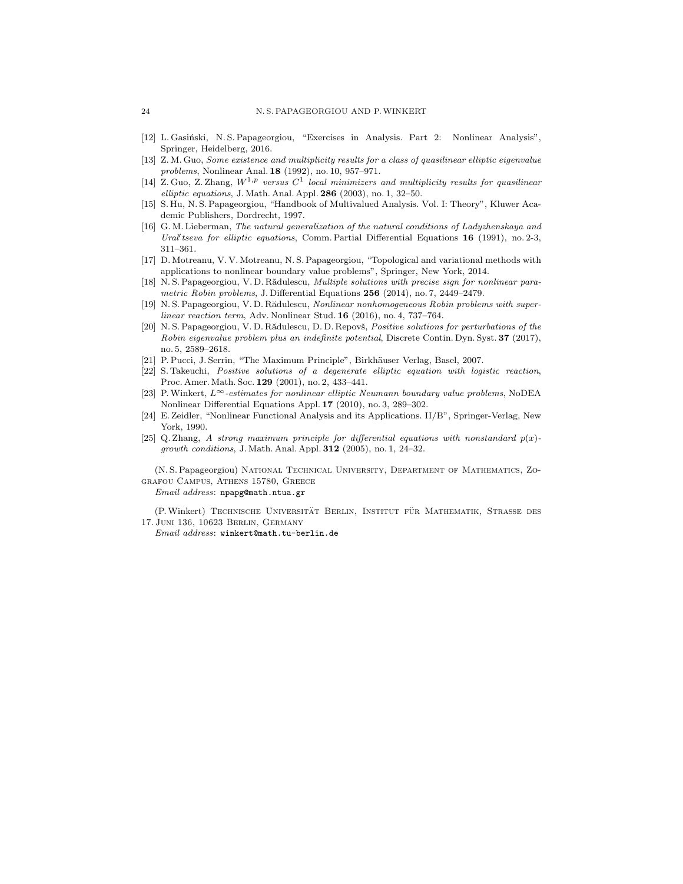[12] L. Gasiński, N. S. Papageorgiou, "Exercises in Analysis. Part 2: Nonlinear Analysis", Springer, Heidelberg, 2016.

[13] Z. M. Guo, *Some existence and multiplicity results for a class of quasilinear elliptic eigenvalue problems*, Nonlinear Anal. **18** (1992), no. 10, 957–971.

[14] Z. Guo, Z. Zhang, *$W^{1,p}$ versus $C^1$ local minimizers and multiplicity results for quasilinear elliptic equations*, J. Math. Anal. Appl. **286** (2003), no. 1, 32–50.

[15] S. Hu, N. S. Papageorgiou, "Handbook of Multivalued Analysis. Vol. I: Theory", Kluwer Academic Publishers, Dordrecht, 1997.

[16] G. M. Lieberman, *The natural generalization of the natural conditions of Ladyzhenskaya and Ural′tseva for elliptic equations*, Comm. Partial Differential Equations **16** (1991), no. 2-3, 311–361.

[17] D. Motreanu, V. V. Motreanu, N. S. Papageorgiou, "Topological and variational methods with applications to nonlinear boundary value problems", Springer, New York, 2014.

[18] N. S. Papageorgiou, V. D. Rădulescu, *Multiple solutions with precise sign for nonlinear parametric Robin problems*, J. Differential Equations **256** (2014), no. 7, 2449–2479.

[19] N. S. Papageorgiou, V. D. Rădulescu, *Nonlinear nonhomogeneous Robin problems with superlinear reaction term*, Adv. Nonlinear Stud. **16** (2016), no. 4, 737–764.

[20] N. S. Papageorgiou, V. D. Rădulescu, D. D. Repovš, *Positive solutions for perturbations of the Robin eigenvalue problem plus an indefinite potential*, Discrete Contin. Dyn. Syst. **37** (2017), no. 5, 2589–2618.

[21] P. Pucci, J. Serrin, "The Maximum Principle", Birkhäuser Verlag, Basel, 2007.

[22] S. Takeuchi, *Positive solutions of a degenerate elliptic equation with logistic reaction*, Proc. Amer. Math. Soc. **129** (2001), no. 2, 433–441.

[23] P. Winkert, *$L^\infty$-estimates for nonlinear elliptic Neumann boundary value problems*, NoDEA Nonlinear Differential Equations Appl. **17** (2010), no. 3, 289–302.

[24] E. Zeidler, "Nonlinear Functional Analysis and its Applications. II/B", Springer-Verlag, New York, 1990.

[25] Q. Zhang, *A strong maximum principle for differential equations with nonstandard $p(x)$-growth conditions*, J. Math. Anal. Appl. **312** (2005), no. 1, 24–32.

(N. S. Papageorgiou) National Technical University, Department of Mathematics, Zografou Campus, Athens 15780, Greece

*Email address*: npapg@math.ntua.gr

(P. Winkert) Technische Universität Berlin, Institut für Mathematik, Strasse des 17. Juni 136, 10623 Berlin, Germany

*Email address*: winkert@math.tu-berlin.de